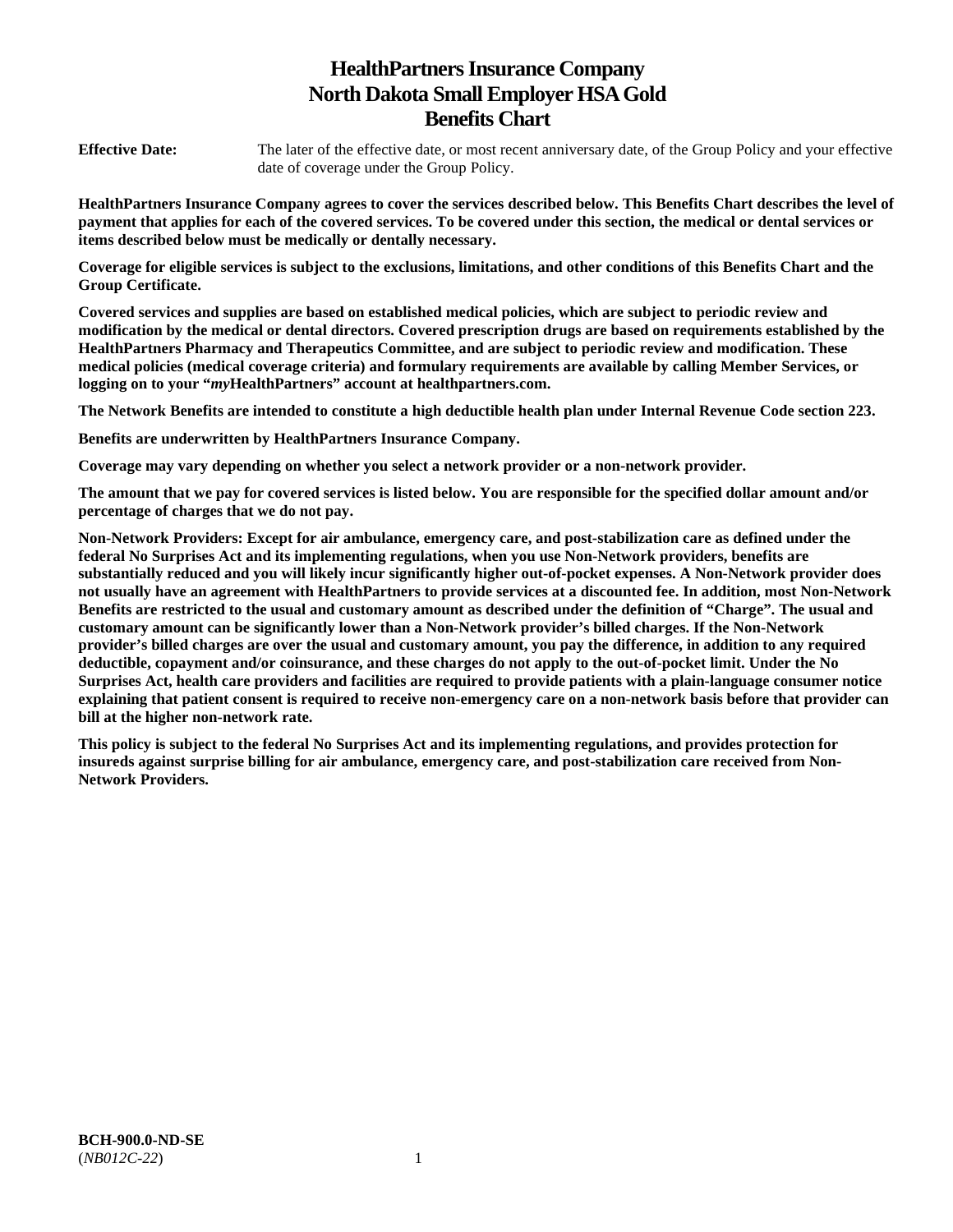# HealthPartners Insurance Company
# North Dakota Small Employer HSA Gold
# Benefits Chart

**Effective Date:** The later of the effective date, or most recent anniversary date, of the Group Policy and your effective date of coverage under the Group Policy.

**HealthPartners Insurance Company agrees to cover the services described below. This Benefits Chart describes the level of payment that applies for each of the covered services. To be covered under this section, the medical or dental services or items described below must be medically or dentally necessary.**

**Coverage for eligible services is subject to the exclusions, limitations, and other conditions of this Benefits Chart and the Group Certificate.**

**Covered services and supplies are based on established medical policies, which are subject to periodic review and modification by the medical or dental directors. Covered prescription drugs are based on requirements established by the HealthPartners Pharmacy and Therapeutics Committee, and are subject to periodic review and modification. These medical policies (medical coverage criteria) and formulary requirements are available by calling Member Services, or logging on to your "*my*HealthPartners" account at healthpartners.com.**

**The Network Benefits are intended to constitute a high deductible health plan under Internal Revenue Code section 223.**

**Benefits are underwritten by HealthPartners Insurance Company.**

**Coverage may vary depending on whether you select a network provider or a non-network provider.**

**The amount that we pay for covered services is listed below. You are responsible for the specified dollar amount and/or percentage of charges that we do not pay.**

**Non-Network Providers: Except for air ambulance, emergency care, and post-stabilization care as defined under the federal No Surprises Act and its implementing regulations, when you use Non-Network providers, benefits are substantially reduced and you will likely incur significantly higher out-of-pocket expenses. A Non-Network provider does not usually have an agreement with HealthPartners to provide services at a discounted fee. In addition, most Non-Network Benefits are restricted to the usual and customary amount as described under the definition of "Charge". The usual and customary amount can be significantly lower than a Non-Network provider's billed charges. If the Non-Network provider's billed charges are over the usual and customary amount, you pay the difference, in addition to any required deductible, copayment and/or coinsurance, and these charges do not apply to the out-of-pocket limit. Under the No Surprises Act, health care providers and facilities are required to provide patients with a plain-language consumer notice explaining that patient consent is required to receive non-emergency care on a non-network basis before that provider can bill at the higher non-network rate.**

**This policy is subject to the federal No Surprises Act and its implementing regulations, and provides protection for insureds against surprise billing for air ambulance, emergency care, and post-stabilization care received from Non-Network Providers.**

**BCH-900.0-ND-SE**
(*NB012C-22*)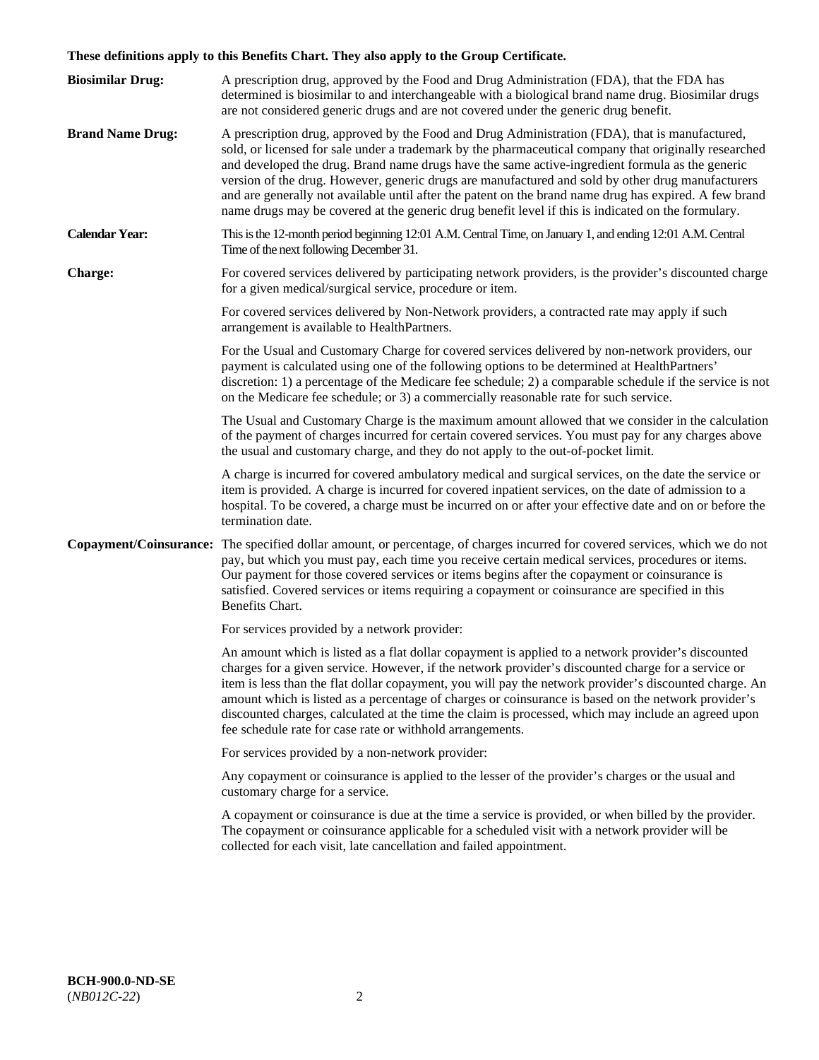**These definitions apply to this Benefits Chart. They also apply to the Group Certificate.**

**Biosimilar Drug:** A prescription drug, approved by the Food and Drug Administration (FDA), that the FDA has determined is biosimilar to and interchangeable with a biological brand name drug. Biosimilar drugs are not considered generic drugs and are not covered under the generic drug benefit.

**Brand Name Drug:** A prescription drug, approved by the Food and Drug Administration (FDA), that is manufactured, sold, or licensed for sale under a trademark by the pharmaceutical company that originally researched and developed the drug. Brand name drugs have the same active-ingredient formula as the generic version of the drug. However, generic drugs are manufactured and sold by other drug manufacturers and are generally not available until after the patent on the brand name drug has expired. A few brand name drugs may be covered at the generic drug benefit level if this is indicated on the formulary.

**Calendar Year:** This is the 12-month period beginning 12:01 A.M. Central Time, on January 1, and ending 12:01 A.M. Central Time of the next following December 31.

**Charge:** For covered services delivered by participating network providers, is the provider's discounted charge for a given medical/surgical service, procedure or item.

For covered services delivered by Non-Network providers, a contracted rate may apply if such arrangement is available to HealthPartners.

For the Usual and Customary Charge for covered services delivered by non-network providers, our payment is calculated using one of the following options to be determined at HealthPartners' discretion: 1) a percentage of the Medicare fee schedule; 2) a comparable schedule if the service is not on the Medicare fee schedule; or 3) a commercially reasonable rate for such service.

The Usual and Customary Charge is the maximum amount allowed that we consider in the calculation of the payment of charges incurred for certain covered services. You must pay for any charges above the usual and customary charge, and they do not apply to the out-of-pocket limit.

A charge is incurred for covered ambulatory medical and surgical services, on the date the service or item is provided. A charge is incurred for covered inpatient services, on the date of admission to a hospital. To be covered, a charge must be incurred on or after your effective date and on or before the termination date.

**Copayment/Coinsurance:** The specified dollar amount, or percentage, of charges incurred for covered services, which we do not pay, but which you must pay, each time you receive certain medical services, procedures or items. Our payment for those covered services or items begins after the copayment or coinsurance is satisfied. Covered services or items requiring a copayment or coinsurance are specified in this Benefits Chart.

For services provided by a network provider:

An amount which is listed as a flat dollar copayment is applied to a network provider's discounted charges for a given service. However, if the network provider's discounted charge for a service or item is less than the flat dollar copayment, you will pay the network provider's discounted charge. An amount which is listed as a percentage of charges or coinsurance is based on the network provider's discounted charges, calculated at the time the claim is processed, which may include an agreed upon fee schedule rate for case rate or withhold arrangements.

For services provided by a non-network provider:

Any copayment or coinsurance is applied to the lesser of the provider's charges or the usual and customary charge for a service.

A copayment or coinsurance is due at the time a service is provided, or when billed by the provider. The copayment or coinsurance applicable for a scheduled visit with a network provider will be collected for each visit, late cancellation and failed appointment.

**BCH-900.0-ND-SE**
(*NB012C-22*)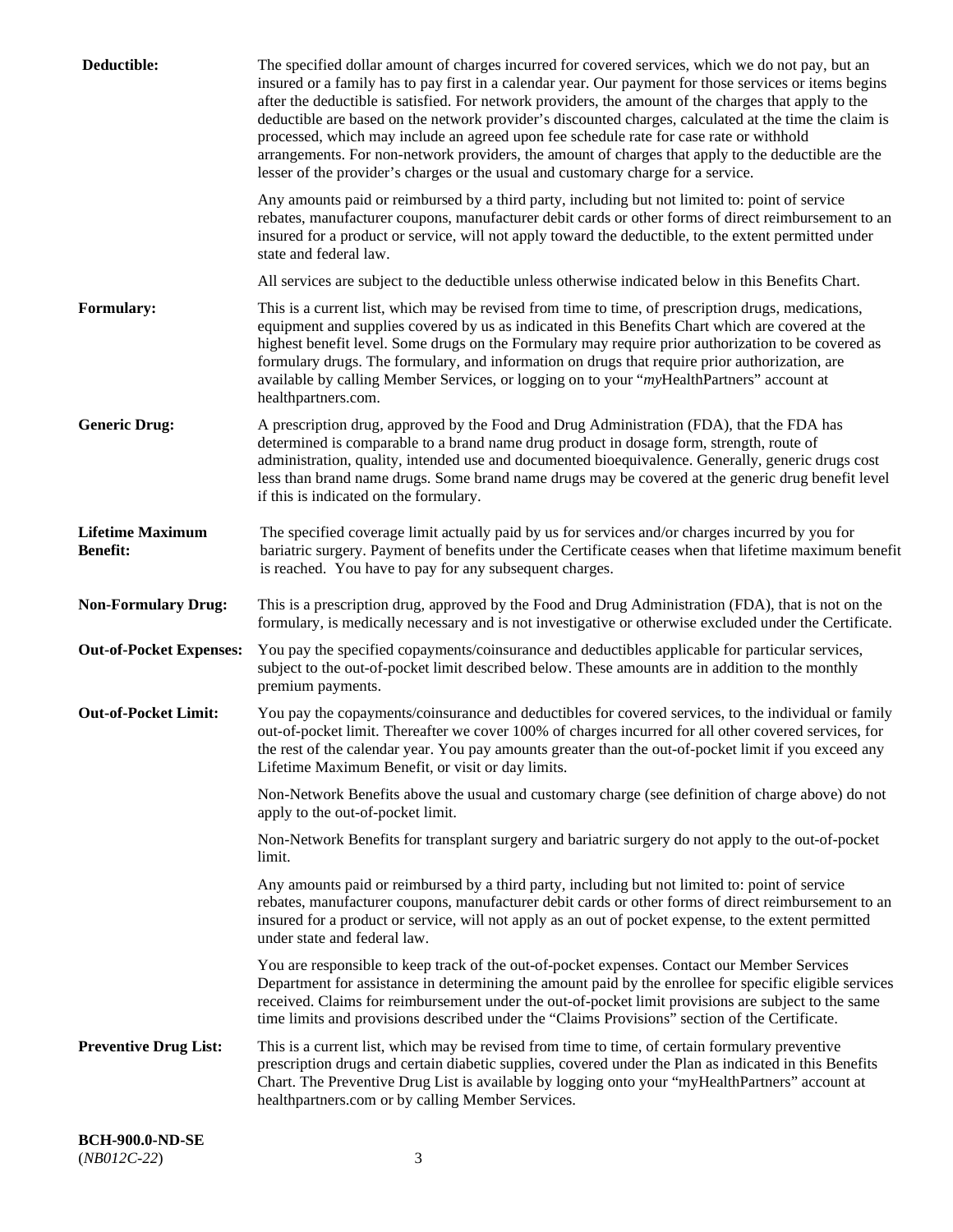**Deductible:** The specified dollar amount of charges incurred for covered services, which we do not pay, but an insured or a family has to pay first in a calendar year. Our payment for those services or items begins after the deductible is satisfied. For network providers, the amount of the charges that apply to the deductible are based on the network provider's discounted charges, calculated at the time the claim is processed, which may include an agreed upon fee schedule rate for case rate or withhold arrangements. For non-network providers, the amount of charges that apply to the deductible are the lesser of the provider's charges or the usual and customary charge for a service.

Any amounts paid or reimbursed by a third party, including but not limited to: point of service rebates, manufacturer coupons, manufacturer debit cards or other forms of direct reimbursement to an insured for a product or service, will not apply toward the deductible, to the extent permitted under state and federal law.

All services are subject to the deductible unless otherwise indicated below in this Benefits Chart.

**Formulary:** This is a current list, which may be revised from time to time, of prescription drugs, medications, equipment and supplies covered by us as indicated in this Benefits Chart which are covered at the highest benefit level. Some drugs on the Formulary may require prior authorization to be covered as formulary drugs. The formulary, and information on drugs that require prior authorization, are available by calling Member Services, or logging on to your "*my*HealthPartners" account at healthpartners.com.

**Generic Drug:** A prescription drug, approved by the Food and Drug Administration (FDA), that the FDA has determined is comparable to a brand name drug product in dosage form, strength, route of administration, quality, intended use and documented bioequivalence. Generally, generic drugs cost less than brand name drugs. Some brand name drugs may be covered at the generic drug benefit level if this is indicated on the formulary.

**Lifetime Maximum Benefit:** The specified coverage limit actually paid by us for services and/or charges incurred by you for bariatric surgery. Payment of benefits under the Certificate ceases when that lifetime maximum benefit is reached. You have to pay for any subsequent charges.

**Non-Formulary Drug:** This is a prescription drug, approved by the Food and Drug Administration (FDA), that is not on the formulary, is medically necessary and is not investigative or otherwise excluded under the Certificate.

**Out-of-Pocket Expenses:** You pay the specified copayments/coinsurance and deductibles applicable for particular services, subject to the out-of-pocket limit described below. These amounts are in addition to the monthly premium payments.

**Out-of-Pocket Limit:** You pay the copayments/coinsurance and deductibles for covered services, to the individual or family out-of-pocket limit. Thereafter we cover 100% of charges incurred for all other covered services, for the rest of the calendar year. You pay amounts greater than the out-of-pocket limit if you exceed any Lifetime Maximum Benefit, or visit or day limits.

Non-Network Benefits above the usual and customary charge (see definition of charge above) do not apply to the out-of-pocket limit.

Non-Network Benefits for transplant surgery and bariatric surgery do not apply to the out-of-pocket limit.

Any amounts paid or reimbursed by a third party, including but not limited to: point of service rebates, manufacturer coupons, manufacturer debit cards or other forms of direct reimbursement to an insured for a product or service, will not apply as an out of pocket expense, to the extent permitted under state and federal law.

You are responsible to keep track of the out-of-pocket expenses. Contact our Member Services Department for assistance in determining the amount paid by the enrollee for specific eligible services received. Claims for reimbursement under the out-of-pocket limit provisions are subject to the same time limits and provisions described under the "Claims Provisions" section of the Certificate.

**Preventive Drug List:** This is a current list, which may be revised from time to time, of certain formulary preventive prescription drugs and certain diabetic supplies, covered under the Plan as indicated in this Benefits Chart. The Preventive Drug List is available by logging onto your "myHealthPartners" account at healthpartners.com or by calling Member Services.

**BCH-900.0-ND-SE**
(*NB012C-22*)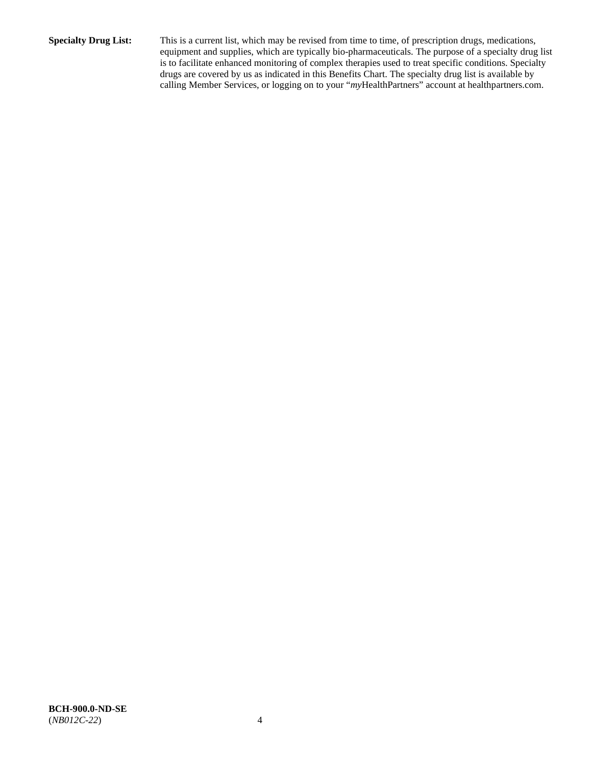**Specialty Drug List:** This is a current list, which may be revised from time to time, of prescription drugs, medications, equipment and supplies, which are typically bio-pharmaceuticals. The purpose of a specialty drug list is to facilitate enhanced monitoring of complex therapies used to treat specific conditions. Specialty drugs are covered by us as indicated in this Benefits Chart. The specialty drug list is available by calling Member Services, or logging on to your "*my*HealthPartners" account at healthpartners.com.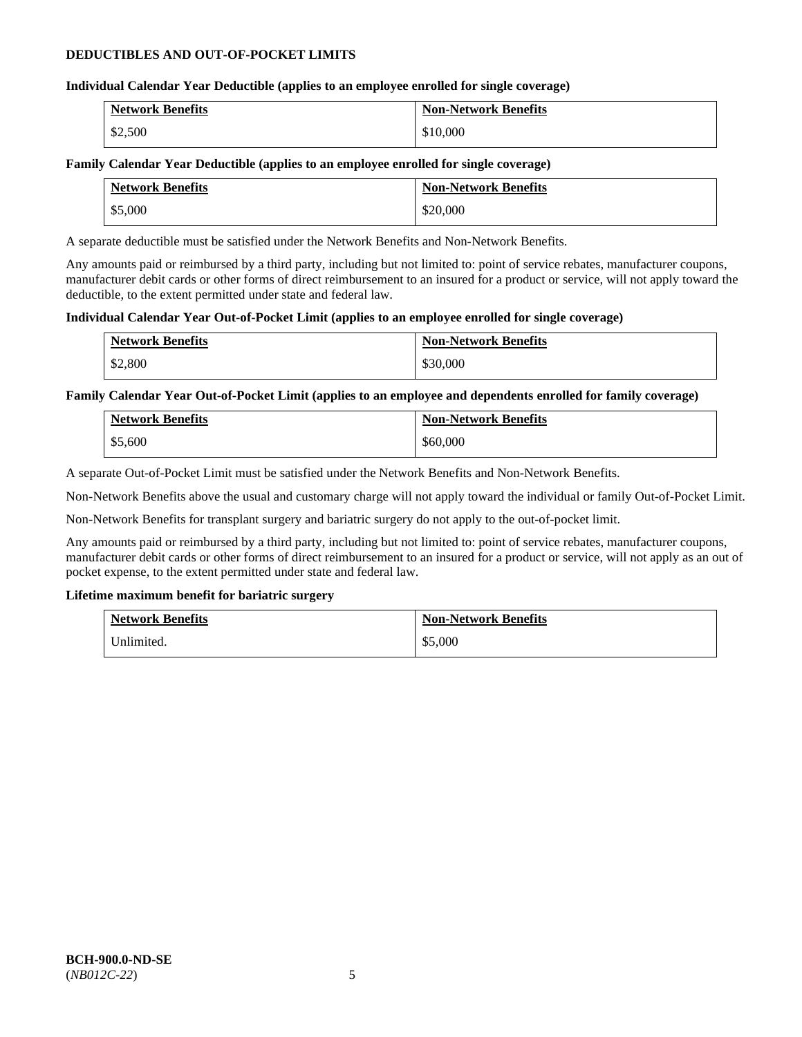## DEDUCTIBLES AND OUT-OF-POCKET LIMITS

**Individual Calendar Year Deductible (applies to an employee enrolled for single coverage)**

| Network Benefits | Non-Network Benefits |
|---|---|
| $2,500 | $10,000 |

**Family Calendar Year Deductible (applies to an employee enrolled for single coverage)**

| Network Benefits | Non-Network Benefits |
|---|---|
| $5,000 | $20,000 |

A separate deductible must be satisfied under the Network Benefits and Non-Network Benefits.

Any amounts paid or reimbursed by a third party, including but not limited to: point of service rebates, manufacturer coupons, manufacturer debit cards or other forms of direct reimbursement to an insured for a product or service, will not apply toward the deductible, to the extent permitted under state and federal law.

**Individual Calendar Year Out-of-Pocket Limit (applies to an employee enrolled for single coverage)**

| Network Benefits | Non-Network Benefits |
|---|---|
| $2,800 | $30,000 |

**Family Calendar Year Out-of-Pocket Limit (applies to an employee and dependents enrolled for family coverage)**

| Network Benefits | Non-Network Benefits |
|---|---|
| $5,600 | $60,000 |

A separate Out-of-Pocket Limit must be satisfied under the Network Benefits and Non-Network Benefits.

Non-Network Benefits above the usual and customary charge will not apply toward the individual or family Out-of-Pocket Limit.

Non-Network Benefits for transplant surgery and bariatric surgery do not apply to the out-of-pocket limit.

Any amounts paid or reimbursed by a third party, including but not limited to: point of service rebates, manufacturer coupons, manufacturer debit cards or other forms of direct reimbursement to an insured for a product or service, will not apply as an out of pocket expense, to the extent permitted under state and federal law.

**Lifetime maximum benefit for bariatric surgery**

| Network Benefits | Non-Network Benefits |
|---|---|
| Unlimited. | $5,000 |

**BCH-900.0-ND-SE**
(*NB012C-22*)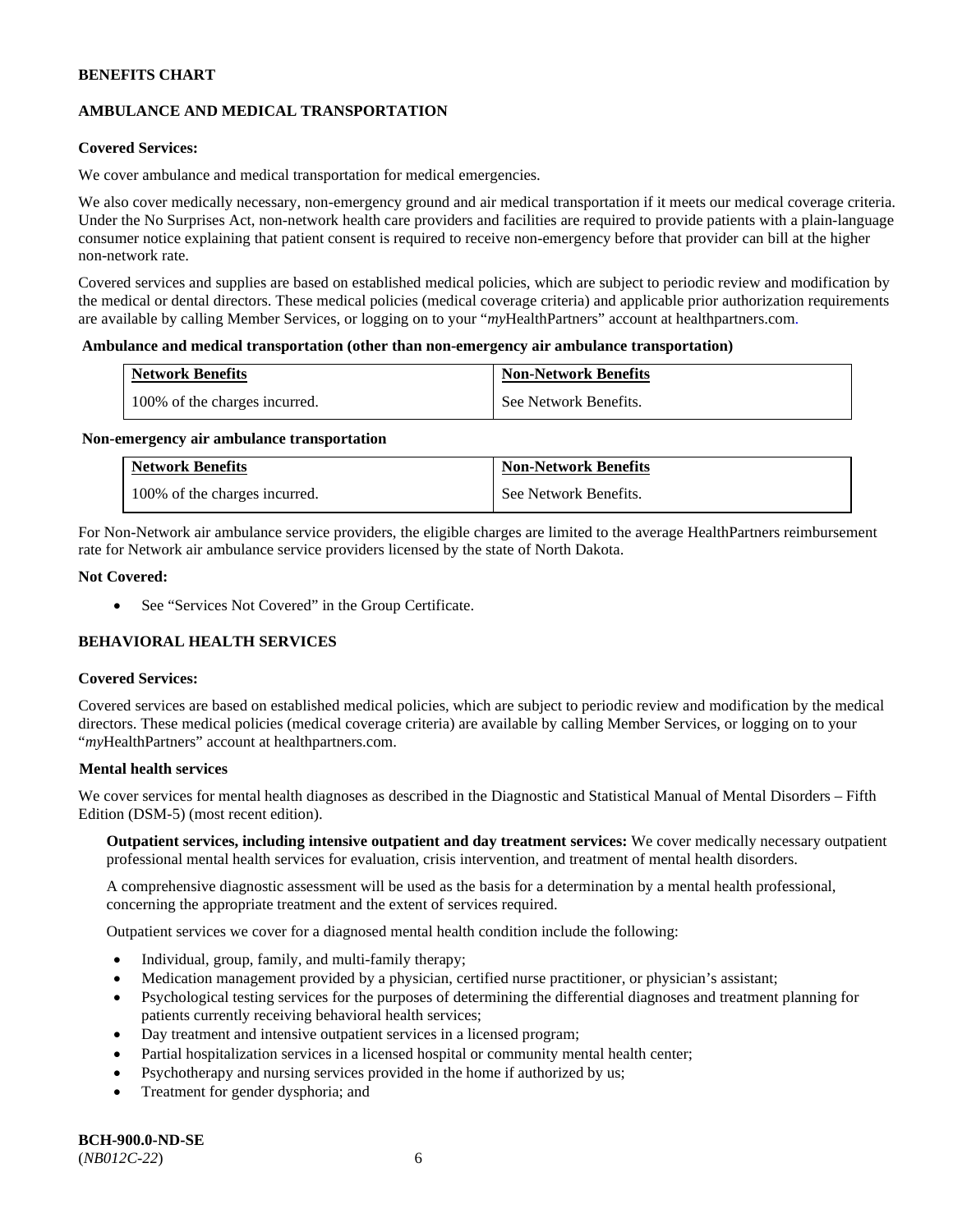**BENEFITS CHART**

**AMBULANCE AND MEDICAL TRANSPORTATION**

**Covered Services:**

We cover ambulance and medical transportation for medical emergencies.

We also cover medically necessary, non-emergency ground and air medical transportation if it meets our medical coverage criteria. Under the No Surprises Act, non-network health care providers and facilities are required to provide patients with a plain-language consumer notice explaining that patient consent is required to receive non-emergency before that provider can bill at the higher non-network rate.

Covered services and supplies are based on established medical policies, which are subject to periodic review and modification by the medical or dental directors. These medical policies (medical coverage criteria) and applicable prior authorization requirements are available by calling Member Services, or logging on to your "*my*HealthPartners" account at healthpartners.com.

**Ambulance and medical transportation (other than non-emergency air ambulance transportation)**

| Network Benefits | Non-Network Benefits |
| --- | --- |
| 100% of the charges incurred. | See Network Benefits. |

**Non-emergency air ambulance transportation**

| Network Benefits | Non-Network Benefits |
| --- | --- |
| 100% of the charges incurred. | See Network Benefits. |

For Non-Network air ambulance service providers, the eligible charges are limited to the average HealthPartners reimbursement rate for Network air ambulance service providers licensed by the state of North Dakota.

**Not Covered:**

- See "Services Not Covered" in the Group Certificate.

**BEHAVIORAL HEALTH SERVICES**

**Covered Services:**

Covered services are based on established medical policies, which are subject to periodic review and modification by the medical directors. These medical policies (medical coverage criteria) are available by calling Member Services, or logging on to your "*my*HealthPartners" account at healthpartners.com.

**Mental health services**

We cover services for mental health diagnoses as described in the Diagnostic and Statistical Manual of Mental Disorders – Fifth Edition (DSM-5) (most recent edition).

**Outpatient services, including intensive outpatient and day treatment services:** We cover medically necessary outpatient professional mental health services for evaluation, crisis intervention, and treatment of mental health disorders.

A comprehensive diagnostic assessment will be used as the basis for a determination by a mental health professional, concerning the appropriate treatment and the extent of services required.

Outpatient services we cover for a diagnosed mental health condition include the following:

- Individual, group, family, and multi-family therapy;
- Medication management provided by a physician, certified nurse practitioner, or physician's assistant;
- Psychological testing services for the purposes of determining the differential diagnoses and treatment planning for patients currently receiving behavioral health services;
- Day treatment and intensive outpatient services in a licensed program;
- Partial hospitalization services in a licensed hospital or community mental health center;
- Psychotherapy and nursing services provided in the home if authorized by us;
- Treatment for gender dysphoria; and

**BCH-900.0-ND-SE**
(*NB012C-22*)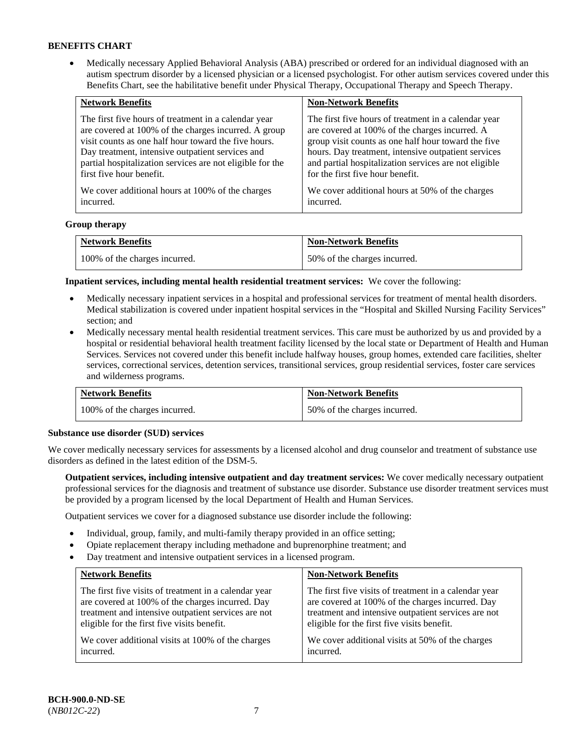**BENEFITS CHART**

- Medically necessary Applied Behavioral Analysis (ABA) prescribed or ordered for an individual diagnosed with an autism spectrum disorder by a licensed physician or a licensed psychologist. For other autism services covered under this Benefits Chart, see the habilitative benefit under Physical Therapy, Occupational Therapy and Speech Therapy.

| Network Benefits | Non-Network Benefits |
|---|---|
| The first five hours of treatment in a calendar year are covered at 100% of the charges incurred. A group visit counts as one half hour toward the five hours. Day treatment, intensive outpatient services and partial hospitalization services are not eligible for the first five hour benefit.<br><br>We cover additional hours at 100% of the charges incurred. | The first five hours of treatment in a calendar year are covered at 100% of the charges incurred. A group visit counts as one half hour toward the five hours. Day treatment, intensive outpatient services and partial hospitalization services are not eligible for the first five hour benefit.<br><br>We cover additional hours at 50% of the charges incurred. |

**Group therapy**

| Network Benefits | Non-Network Benefits |
|---|---|
| 100% of the charges incurred. | 50% of the charges incurred. |

**Inpatient services, including mental health residential treatment services:** We cover the following:

- Medically necessary inpatient services in a hospital and professional services for treatment of mental health disorders. Medical stabilization is covered under inpatient hospital services in the "Hospital and Skilled Nursing Facility Services" section; and
- Medically necessary mental health residential treatment services. This care must be authorized by us and provided by a hospital or residential behavioral health treatment facility licensed by the local state or Department of Health and Human Services. Services not covered under this benefit include halfway houses, group homes, extended care facilities, shelter services, correctional services, detention services, transitional services, group residential services, foster care services and wilderness programs.

| Network Benefits | Non-Network Benefits |
|---|---|
| 100% of the charges incurred. | 50% of the charges incurred. |

**Substance use disorder (SUD) services**

We cover medically necessary services for assessments by a licensed alcohol and drug counselor and treatment of substance use disorders as defined in the latest edition of the DSM-5.

**Outpatient services, including intensive outpatient and day treatment services:** We cover medically necessary outpatient professional services for the diagnosis and treatment of substance use disorder. Substance use disorder treatment services must be provided by a program licensed by the local Department of Health and Human Services.

Outpatient services we cover for a diagnosed substance use disorder include the following:

- Individual, group, family, and multi-family therapy provided in an office setting;
- Opiate replacement therapy including methadone and buprenorphine treatment; and
- Day treatment and intensive outpatient services in a licensed program.

| Network Benefits | Non-Network Benefits |
|---|---|
| The first five visits of treatment in a calendar year are covered at 100% of the charges incurred. Day treatment and intensive outpatient services are not eligible for the first five visits benefit.<br><br>We cover additional visits at 100% of the charges incurred. | The first five visits of treatment in a calendar year are covered at 100% of the charges incurred. Day treatment and intensive outpatient services are not eligible for the first five visits benefit.<br><br>We cover additional visits at 50% of the charges incurred. |

**BCH-900.0-ND-SE**
(*NB012C-22*)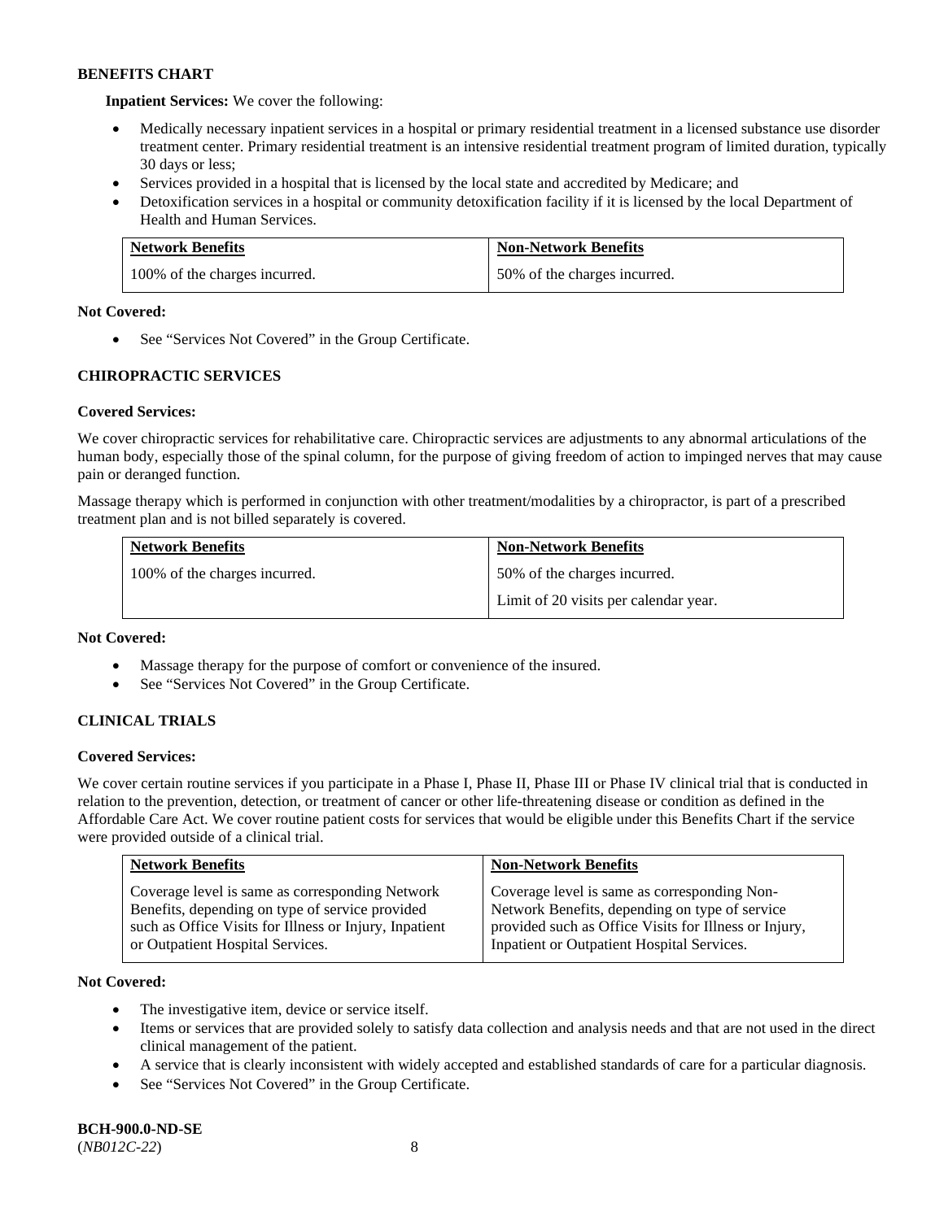**BENEFITS CHART**

**Inpatient Services:** We cover the following:

- Medically necessary inpatient services in a hospital or primary residential treatment in a licensed substance use disorder treatment center. Primary residential treatment is an intensive residential treatment program of limited duration, typically 30 days or less;
- Services provided in a hospital that is licensed by the local state and accredited by Medicare; and
- Detoxification services in a hospital or community detoxification facility if it is licensed by the local Department of Health and Human Services.

| Network Benefits | Non-Network Benefits |
|---|---|
| 100% of the charges incurred. | 50% of the charges incurred. |

**Not Covered:**

- See "Services Not Covered" in the Group Certificate.

### CHIROPRACTIC SERVICES

**Covered Services:**

We cover chiropractic services for rehabilitative care. Chiropractic services are adjustments to any abnormal articulations of the human body, especially those of the spinal column, for the purpose of giving freedom of action to impinged nerves that may cause pain or deranged function.

Massage therapy which is performed in conjunction with other treatment/modalities by a chiropractor, is part of a prescribed treatment plan and is not billed separately is covered.

| Network Benefits | Non-Network Benefits |
|---|---|
| 100% of the charges incurred. | 50% of the charges incurred.<br>Limit of 20 visits per calendar year. |

**Not Covered:**

- Massage therapy for the purpose of comfort or convenience of the insured.
- See "Services Not Covered" in the Group Certificate.

### CLINICAL TRIALS

**Covered Services:**

We cover certain routine services if you participate in a Phase I, Phase II, Phase III or Phase IV clinical trial that is conducted in relation to the prevention, detection, or treatment of cancer or other life-threatening disease or condition as defined in the Affordable Care Act. We cover routine patient costs for services that would be eligible under this Benefits Chart if the service were provided outside of a clinical trial.

| Network Benefits | Non-Network Benefits |
|---|---|
| Coverage level is same as corresponding Network Benefits, depending on type of service provided such as Office Visits for Illness or Injury, Inpatient or Outpatient Hospital Services. | Coverage level is same as corresponding Non-Network Benefits, depending on type of service provided such as Office Visits for Illness or Injury, Inpatient or Outpatient Hospital Services. |

**Not Covered:**

- The investigative item, device or service itself.
- Items or services that are provided solely to satisfy data collection and analysis needs and that are not used in the direct clinical management of the patient.
- A service that is clearly inconsistent with widely accepted and established standards of care for a particular diagnosis.
- See "Services Not Covered" in the Group Certificate.

**BCH-900.0-ND-SE**
(*NB012C-22*)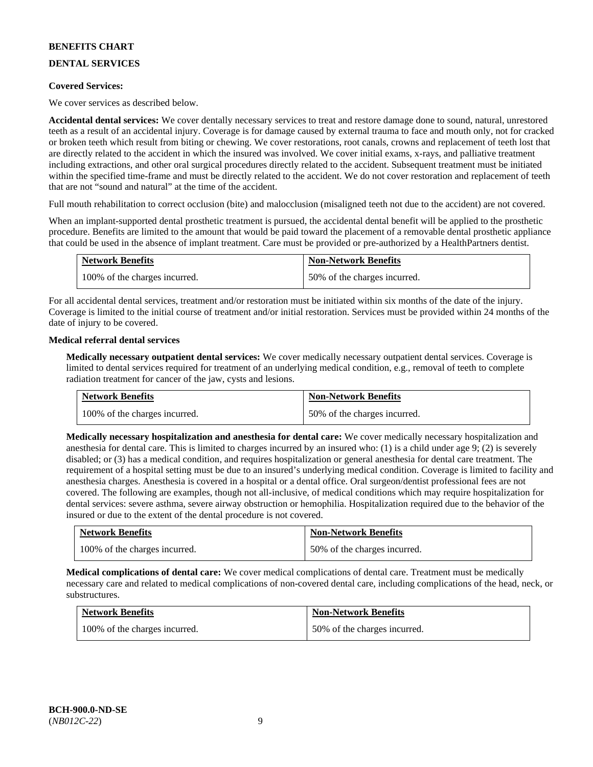**BENEFITS CHART**

**DENTAL SERVICES**

**Covered Services:**

We cover services as described below.

**Accidental dental services:** We cover dentally necessary services to treat and restore damage done to sound, natural, unrestored teeth as a result of an accidental injury. Coverage is for damage caused by external trauma to face and mouth only, not for cracked or broken teeth which result from biting or chewing. We cover restorations, root canals, crowns and replacement of teeth lost that are directly related to the accident in which the insured was involved. We cover initial exams, x-rays, and palliative treatment including extractions, and other oral surgical procedures directly related to the accident. Subsequent treatment must be initiated within the specified time-frame and must be directly related to the accident. We do not cover restoration and replacement of teeth that are not "sound and natural" at the time of the accident.

Full mouth rehabilitation to correct occlusion (bite) and malocclusion (misaligned teeth not due to the accident) are not covered.

When an implant-supported dental prosthetic treatment is pursued, the accidental dental benefit will be applied to the prosthetic procedure. Benefits are limited to the amount that would be paid toward the placement of a removable dental prosthetic appliance that could be used in the absence of implant treatment. Care must be provided or pre-authorized by a HealthPartners dentist.

| Network Benefits | Non-Network Benefits |
|---|---|
| 100% of the charges incurred. | 50% of the charges incurred. |

For all accidental dental services, treatment and/or restoration must be initiated within six months of the date of the injury. Coverage is limited to the initial course of treatment and/or initial restoration. Services must be provided within 24 months of the date of injury to be covered.

**Medical referral dental services**

**Medically necessary outpatient dental services:** We cover medically necessary outpatient dental services. Coverage is limited to dental services required for treatment of an underlying medical condition, e.g., removal of teeth to complete radiation treatment for cancer of the jaw, cysts and lesions.

| Network Benefits | Non-Network Benefits |
|---|---|
| 100% of the charges incurred. | 50% of the charges incurred. |

**Medically necessary hospitalization and anesthesia for dental care:** We cover medically necessary hospitalization and anesthesia for dental care. This is limited to charges incurred by an insured who: (1) is a child under age 9; (2) is severely disabled; or (3) has a medical condition, and requires hospitalization or general anesthesia for dental care treatment. The requirement of a hospital setting must be due to an insured's underlying medical condition. Coverage is limited to facility and anesthesia charges. Anesthesia is covered in a hospital or a dental office. Oral surgeon/dentist professional fees are not covered. The following are examples, though not all-inclusive, of medical conditions which may require hospitalization for dental services: severe asthma, severe airway obstruction or hemophilia. Hospitalization required due to the behavior of the insured or due to the extent of the dental procedure is not covered.

| Network Benefits | Non-Network Benefits |
|---|---|
| 100% of the charges incurred. | 50% of the charges incurred. |

**Medical complications of dental care:** We cover medical complications of dental care. Treatment must be medically necessary care and related to medical complications of non-covered dental care, including complications of the head, neck, or substructures.

| Network Benefits | Non-Network Benefits |
|---|---|
| 100% of the charges incurred. | 50% of the charges incurred. |

**BCH-900.0-ND-SE**
(*NB012C-22*)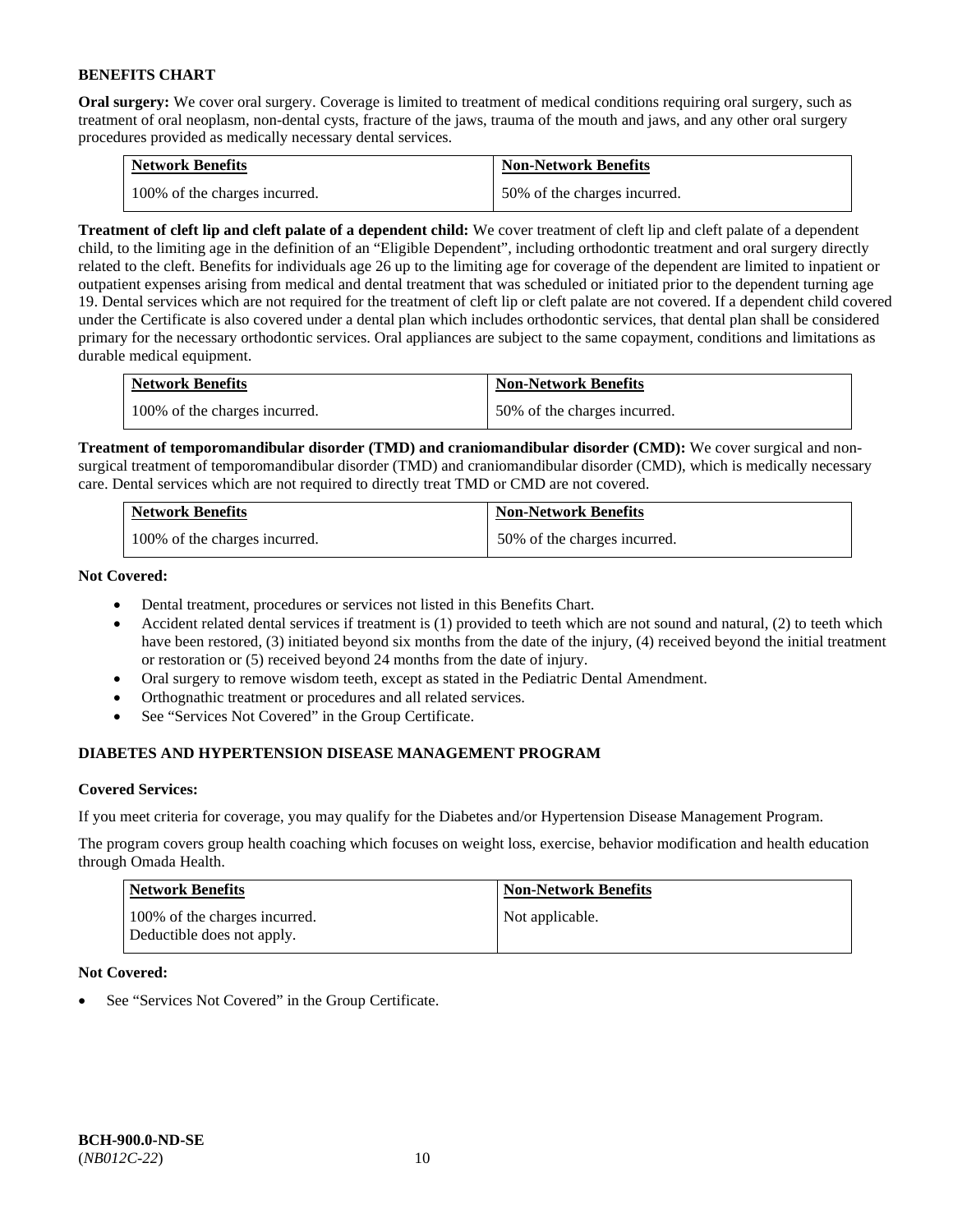## BENEFITS CHART

**Oral surgery:** We cover oral surgery. Coverage is limited to treatment of medical conditions requiring oral surgery, such as treatment of oral neoplasm, non-dental cysts, fracture of the jaws, trauma of the mouth and jaws, and any other oral surgery procedures provided as medically necessary dental services.

| Network Benefits | Non-Network Benefits |
| --- | --- |
| 100% of the charges incurred. | 50% of the charges incurred. |

**Treatment of cleft lip and cleft palate of a dependent child:** We cover treatment of cleft lip and cleft palate of a dependent child, to the limiting age in the definition of an "Eligible Dependent", including orthodontic treatment and oral surgery directly related to the cleft. Benefits for individuals age 26 up to the limiting age for coverage of the dependent are limited to inpatient or outpatient expenses arising from medical and dental treatment that was scheduled or initiated prior to the dependent turning age 19. Dental services which are not required for the treatment of cleft lip or cleft palate are not covered. If a dependent child covered under the Certificate is also covered under a dental plan which includes orthodontic services, that dental plan shall be considered primary for the necessary orthodontic services. Oral appliances are subject to the same copayment, conditions and limitations as durable medical equipment.

| Network Benefits | Non-Network Benefits |
| --- | --- |
| 100% of the charges incurred. | 50% of the charges incurred. |

**Treatment of temporomandibular disorder (TMD) and craniomandibular disorder (CMD):** We cover surgical and non-surgical treatment of temporomandibular disorder (TMD) and craniomandibular disorder (CMD), which is medically necessary care. Dental services which are not required to directly treat TMD or CMD are not covered.

| Network Benefits | Non-Network Benefits |
| --- | --- |
| 100% of the charges incurred. | 50% of the charges incurred. |

**Not Covered:**

- Dental treatment, procedures or services not listed in this Benefits Chart.
- Accident related dental services if treatment is (1) provided to teeth which are not sound and natural, (2) to teeth which have been restored, (3) initiated beyond six months from the date of the injury, (4) received beyond the initial treatment or restoration or (5) received beyond 24 months from the date of injury.
- Oral surgery to remove wisdom teeth, except as stated in the Pediatric Dental Amendment.
- Orthognathic treatment or procedures and all related services.
- See "Services Not Covered" in the Group Certificate.

## DIABETES AND HYPERTENSION DISEASE MANAGEMENT PROGRAM

**Covered Services:**

If you meet criteria for coverage, you may qualify for the Diabetes and/or Hypertension Disease Management Program.

The program covers group health coaching which focuses on weight loss, exercise, behavior modification and health education through Omada Health.

| Network Benefits | Non-Network Benefits |
| --- | --- |
| 100% of the charges incurred. Deductible does not apply. | Not applicable. |

**Not Covered:**

- See "Services Not Covered" in the Group Certificate.

**BCH-900.0-ND-SE**
(*NB012C-22*)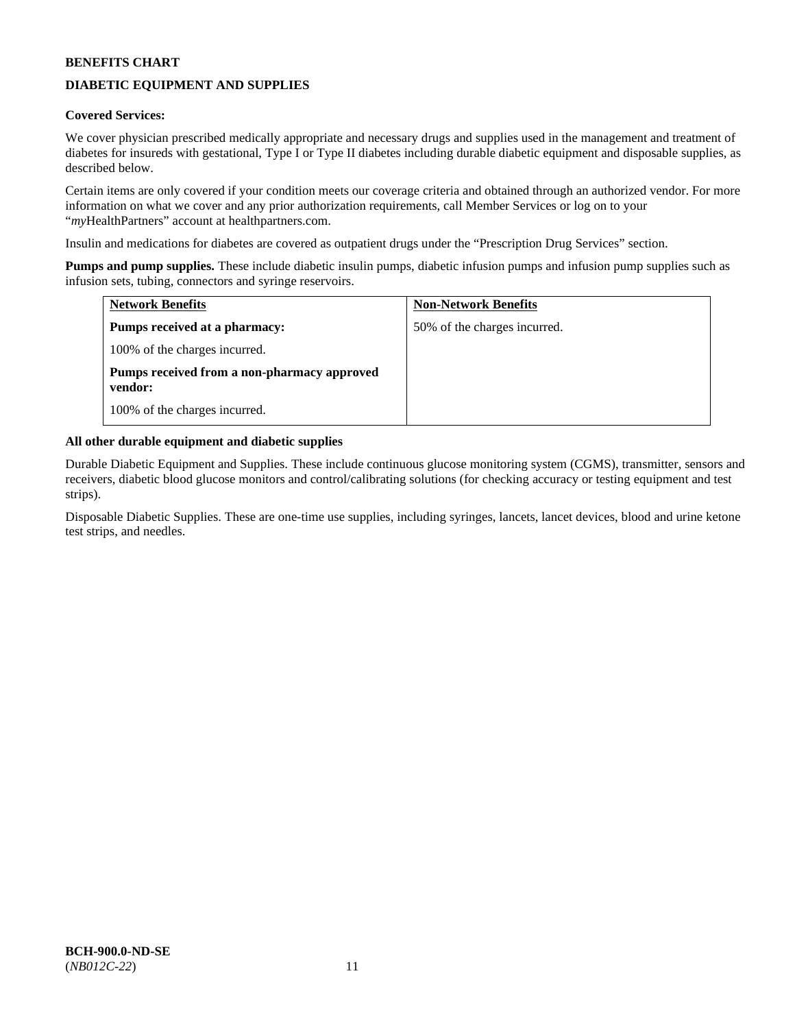**BENEFITS CHART**

**DIABETIC EQUIPMENT AND SUPPLIES**

**Covered Services:**

We cover physician prescribed medically appropriate and necessary drugs and supplies used in the management and treatment of diabetes for insureds with gestational, Type I or Type II diabetes including durable diabetic equipment and disposable supplies, as described below.

Certain items are only covered if your condition meets our coverage criteria and obtained through an authorized vendor. For more information on what we cover and any prior authorization requirements, call Member Services or log on to your "*my*HealthPartners" account at healthpartners.com.

Insulin and medications for diabetes are covered as outpatient drugs under the "Prescription Drug Services" section.

**Pumps and pump supplies.** These include diabetic insulin pumps, diabetic infusion pumps and infusion pump supplies such as infusion sets, tubing, connectors and syringe reservoirs.

| Network Benefits | Non-Network Benefits |
|---|---|
| **Pumps received at a pharmacy:**<br>100% of the charges incurred.<br>**Pumps received from a non-pharmacy approved vendor:**<br>100% of the charges incurred. | 50% of the charges incurred. |

**All other durable equipment and diabetic supplies**

Durable Diabetic Equipment and Supplies. These include continuous glucose monitoring system (CGMS), transmitter, sensors and receivers, diabetic blood glucose monitors and control/calibrating solutions (for checking accuracy or testing equipment and test strips).

Disposable Diabetic Supplies. These are one-time use supplies, including syringes, lancets, lancet devices, blood and urine ketone test strips, and needles.

**BCH-900.0-ND-SE**
(*NB012C-22*)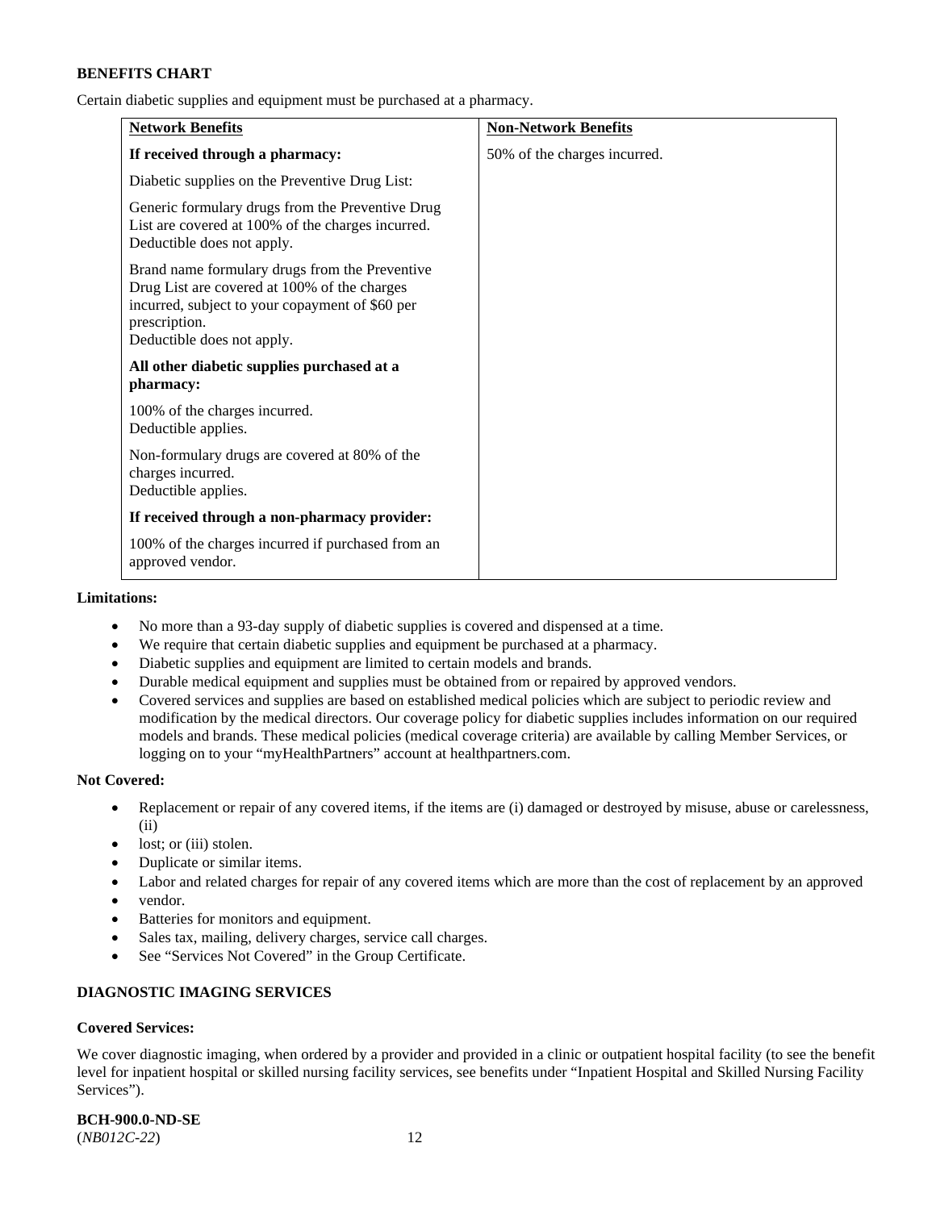**BENEFITS CHART**

Certain diabetic supplies and equipment must be purchased at a pharmacy.

| Network Benefits | Non-Network Benefits |
| --- | --- |
| **If received through a pharmacy:**<br><br>Diabetic supplies on the Preventive Drug List:<br><br>Generic formulary drugs from the Preventive Drug List are covered at 100% of the charges incurred. Deductible does not apply.<br><br>Brand name formulary drugs from the Preventive Drug List are covered at 100% of the charges incurred, subject to your copayment of $60 per prescription.<br>Deductible does not apply.<br><br>**All other diabetic supplies purchased at a pharmacy:**<br><br>100% of the charges incurred.<br>Deductible applies.<br><br>Non-formulary drugs are covered at 80% of the charges incurred.<br>Deductible applies.<br><br>**If received through a non-pharmacy provider:**<br><br>100% of the charges incurred if purchased from an approved vendor. | 50% of the charges incurred. |

**Limitations:**

- No more than a 93-day supply of diabetic supplies is covered and dispensed at a time.
- We require that certain diabetic supplies and equipment be purchased at a pharmacy.
- Diabetic supplies and equipment are limited to certain models and brands.
- Durable medical equipment and supplies must be obtained from or repaired by approved vendors.
- Covered services and supplies are based on established medical policies which are subject to periodic review and modification by the medical directors. Our coverage policy for diabetic supplies includes information on our required models and brands. These medical policies (medical coverage criteria) are available by calling Member Services, or logging on to your "myHealthPartners" account at healthpartners.com.

**Not Covered:**

- Replacement or repair of any covered items, if the items are (i) damaged or destroyed by misuse, abuse or carelessness, (ii)
- lost; or (iii) stolen.
- Duplicate or similar items.
- Labor and related charges for repair of any covered items which are more than the cost of replacement by an approved
- vendor.
- Batteries for monitors and equipment.
- Sales tax, mailing, delivery charges, service call charges.
- See "Services Not Covered" in the Group Certificate.

**DIAGNOSTIC IMAGING SERVICES**

**Covered Services:**

We cover diagnostic imaging, when ordered by a provider and provided in a clinic or outpatient hospital facility (to see the benefit level for inpatient hospital or skilled nursing facility services, see benefits under "Inpatient Hospital and Skilled Nursing Facility Services").

**BCH-900.0-ND-SE**
(*NB012C-22*)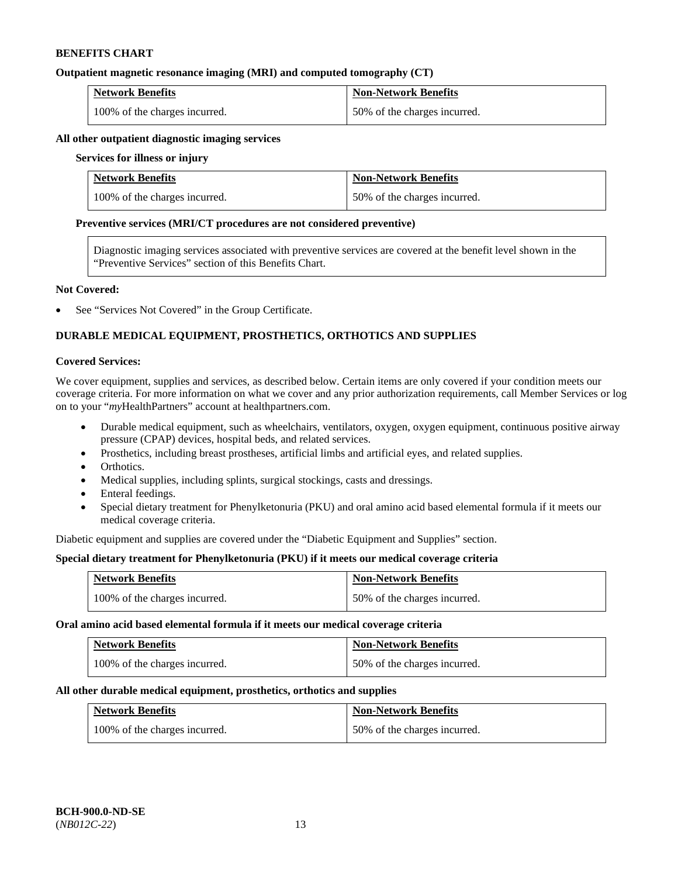**BENEFITS CHART**

**Outpatient magnetic resonance imaging (MRI) and computed tomography (CT)**

| Network Benefits | Non-Network Benefits |
| --- | --- |
| 100% of the charges incurred. | 50% of the charges incurred. |

**All other outpatient diagnostic imaging services**

**Services for illness or injury**

| Network Benefits | Non-Network Benefits |
| --- | --- |
| 100% of the charges incurred. | 50% of the charges incurred. |

**Preventive services (MRI/CT procedures are not considered preventive)**

Diagnostic imaging services associated with preventive services are covered at the benefit level shown in the "Preventive Services" section of this Benefits Chart.

**Not Covered:**

- See "Services Not Covered" in the Group Certificate.

**DURABLE MEDICAL EQUIPMENT, PROSTHETICS, ORTHOTICS AND SUPPLIES**

**Covered Services:**

We cover equipment, supplies and services, as described below. Certain items are only covered if your condition meets our coverage criteria. For more information on what we cover and any prior authorization requirements, call Member Services or log on to your "*my*HealthPartners" account at healthpartners.com.

- Durable medical equipment, such as wheelchairs, ventilators, oxygen, oxygen equipment, continuous positive airway pressure (CPAP) devices, hospital beds, and related services.
- Prosthetics, including breast prostheses, artificial limbs and artificial eyes, and related supplies.
- Orthotics.
- Medical supplies, including splints, surgical stockings, casts and dressings.
- Enteral feedings.
- Special dietary treatment for Phenylketonuria (PKU) and oral amino acid based elemental formula if it meets our medical coverage criteria.

Diabetic equipment and supplies are covered under the "Diabetic Equipment and Supplies" section.

**Special dietary treatment for Phenylketonuria (PKU) if it meets our medical coverage criteria**

| Network Benefits | Non-Network Benefits |
| --- | --- |
| 100% of the charges incurred. | 50% of the charges incurred. |

**Oral amino acid based elemental formula if it meets our medical coverage criteria**

| Network Benefits | Non-Network Benefits |
| --- | --- |
| 100% of the charges incurred. | 50% of the charges incurred. |

**All other durable medical equipment, prosthetics, orthotics and supplies**

| Network Benefits | Non-Network Benefits |
| --- | --- |
| 100% of the charges incurred. | 50% of the charges incurred. |

**BCH-900.0-ND-SE**
(*NB012C-22*)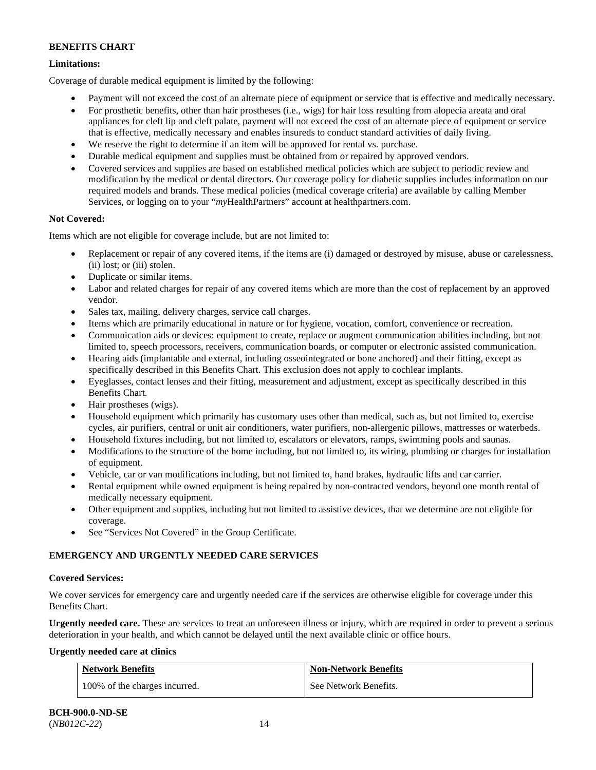**BENEFITS CHART**

**Limitations:**

Coverage of durable medical equipment is limited by the following:

- Payment will not exceed the cost of an alternate piece of equipment or service that is effective and medically necessary.
- For prosthetic benefits, other than hair prostheses (i.e., wigs) for hair loss resulting from alopecia areata and oral appliances for cleft lip and cleft palate, payment will not exceed the cost of an alternate piece of equipment or service that is effective, medically necessary and enables insureds to conduct standard activities of daily living.
- We reserve the right to determine if an item will be approved for rental vs. purchase.
- Durable medical equipment and supplies must be obtained from or repaired by approved vendors.
- Covered services and supplies are based on established medical policies which are subject to periodic review and modification by the medical or dental directors. Our coverage policy for diabetic supplies includes information on our required models and brands. These medical policies (medical coverage criteria) are available by calling Member Services, or logging on to your "*my*HealthPartners" account at healthpartners.com.

**Not Covered:**

Items which are not eligible for coverage include, but are not limited to:

- Replacement or repair of any covered items, if the items are (i) damaged or destroyed by misuse, abuse or carelessness, (ii) lost; or (iii) stolen.
- Duplicate or similar items.
- Labor and related charges for repair of any covered items which are more than the cost of replacement by an approved vendor.
- Sales tax, mailing, delivery charges, service call charges.
- Items which are primarily educational in nature or for hygiene, vocation, comfort, convenience or recreation.
- Communication aids or devices: equipment to create, replace or augment communication abilities including, but not limited to, speech processors, receivers, communication boards, or computer or electronic assisted communication.
- Hearing aids (implantable and external, including osseointegrated or bone anchored) and their fitting, except as specifically described in this Benefits Chart. This exclusion does not apply to cochlear implants.
- Eyeglasses, contact lenses and their fitting, measurement and adjustment, except as specifically described in this Benefits Chart.
- Hair prostheses (wigs).
- Household equipment which primarily has customary uses other than medical, such as, but not limited to, exercise cycles, air purifiers, central or unit air conditioners, water purifiers, non-allergenic pillows, mattresses or waterbeds.
- Household fixtures including, but not limited to, escalators or elevators, ramps, swimming pools and saunas.
- Modifications to the structure of the home including, but not limited to, its wiring, plumbing or charges for installation of equipment.
- Vehicle, car or van modifications including, but not limited to, hand brakes, hydraulic lifts and car carrier.
- Rental equipment while owned equipment is being repaired by non-contracted vendors, beyond one month rental of medically necessary equipment.
- Other equipment and supplies, including but not limited to assistive devices, that we determine are not eligible for coverage.
- See "Services Not Covered" in the Group Certificate.

**EMERGENCY AND URGENTLY NEEDED CARE SERVICES**

**Covered Services:**

We cover services for emergency care and urgently needed care if the services are otherwise eligible for coverage under this Benefits Chart.

**Urgently needed care.** These are services to treat an unforeseen illness or injury, which are required in order to prevent a serious deterioration in your health, and which cannot be delayed until the next available clinic or office hours.

**Urgently needed care at clinics**

| Network Benefits | Non-Network Benefits |
|---|---|
| 100% of the charges incurred. | See Network Benefits. |

**BCH-900.0-ND-SE**
(*NB012C-22*)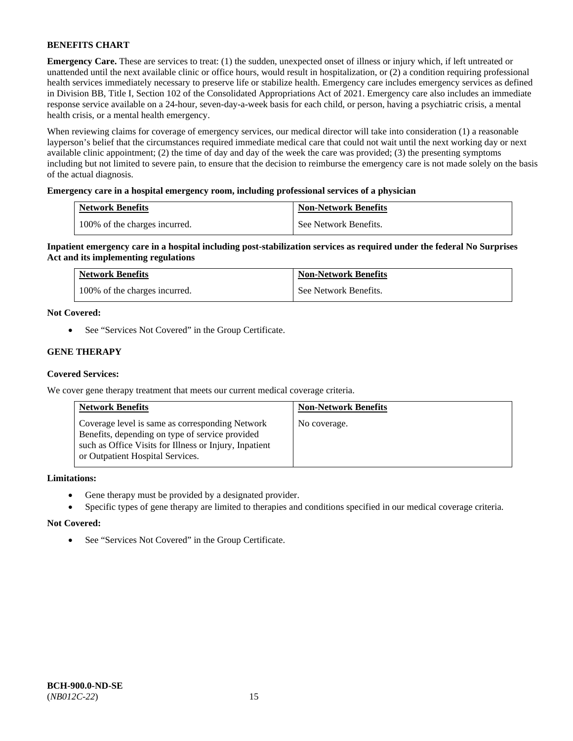**BENEFITS CHART**

**Emergency Care.** These are services to treat: (1) the sudden, unexpected onset of illness or injury which, if left untreated or unattended until the next available clinic or office hours, would result in hospitalization, or (2) a condition requiring professional health services immediately necessary to preserve life or stabilize health. Emergency care includes emergency services as defined in Division BB, Title I, Section 102 of the Consolidated Appropriations Act of 2021. Emergency care also includes an immediate response service available on a 24-hour, seven-day-a-week basis for each child, or person, having a psychiatric crisis, a mental health crisis, or a mental health emergency.

When reviewing claims for coverage of emergency services, our medical director will take into consideration (1) a reasonable layperson's belief that the circumstances required immediate medical care that could not wait until the next working day or next available clinic appointment; (2) the time of day and day of the week the care was provided; (3) the presenting symptoms including but not limited to severe pain, to ensure that the decision to reimburse the emergency care is not made solely on the basis of the actual diagnosis.

**Emergency care in a hospital emergency room, including professional services of a physician**

| Network Benefits | Non-Network Benefits |
| --- | --- |
| 100% of the charges incurred. | See Network Benefits. |

**Inpatient emergency care in a hospital including post-stabilization services as required under the federal No Surprises Act and its implementing regulations**

| Network Benefits | Non-Network Benefits |
| --- | --- |
| 100% of the charges incurred. | See Network Benefits. |

**Not Covered:**

- See "Services Not Covered" in the Group Certificate.

**GENE THERAPY**

**Covered Services:**

We cover gene therapy treatment that meets our current medical coverage criteria.

| Network Benefits | Non-Network Benefits |
| --- | --- |
| Coverage level is same as corresponding Network Benefits, depending on type of service provided such as Office Visits for Illness or Injury, Inpatient or Outpatient Hospital Services. | No coverage. |

**Limitations:**

- Gene therapy must be provided by a designated provider.
- Specific types of gene therapy are limited to therapies and conditions specified in our medical coverage criteria.

**Not Covered:**

- See "Services Not Covered" in the Group Certificate.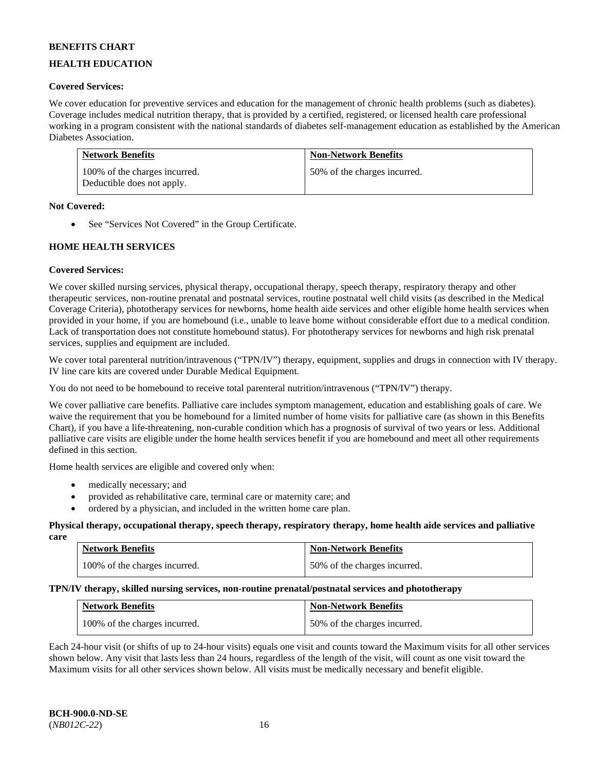**BENEFITS CHART**

**HEALTH EDUCATION**

**Covered Services:**

We cover education for preventive services and education for the management of chronic health problems (such as diabetes). Coverage includes medical nutrition therapy, that is provided by a certified, registered, or licensed health care professional working in a program consistent with the national standards of diabetes self-management education as established by the American Diabetes Association.

| Network Benefits | Non-Network Benefits |
|---|---|
| 100% of the charges incurred. Deductible does not apply. | 50% of the charges incurred. |

**Not Covered:**

- See "Services Not Covered" in the Group Certificate.

**HOME HEALTH SERVICES**

**Covered Services:**

We cover skilled nursing services, physical therapy, occupational therapy, speech therapy, respiratory therapy and other therapeutic services, non-routine prenatal and postnatal services, routine postnatal well child visits (as described in the Medical Coverage Criteria), phototherapy services for newborns, home health aide services and other eligible home health services when provided in your home, if you are homebound (i.e., unable to leave home without considerable effort due to a medical condition. Lack of transportation does not constitute homebound status). For phototherapy services for newborns and high risk prenatal services, supplies and equipment are included.

We cover total parenteral nutrition/intravenous ("TPN/IV") therapy, equipment, supplies and drugs in connection with IV therapy. IV line care kits are covered under Durable Medical Equipment.

You do not need to be homebound to receive total parenteral nutrition/intravenous ("TPN/IV") therapy.

We cover palliative care benefits. Palliative care includes symptom management, education and establishing goals of care. We waive the requirement that you be homebound for a limited number of home visits for palliative care (as shown in this Benefits Chart), if you have a life-threatening, non-curable condition which has a prognosis of survival of two years or less. Additional palliative care visits are eligible under the home health services benefit if you are homebound and meet all other requirements defined in this section.

Home health services are eligible and covered only when:

- medically necessary; and
- provided as rehabilitative care, terminal care or maternity care; and
- ordered by a physician, and included in the written home care plan.

**Physical therapy, occupational therapy, speech therapy, respiratory therapy, home health aide services and palliative care**

| Network Benefits | Non-Network Benefits |
|---|---|
| 100% of the charges incurred. | 50% of the charges incurred. |

**TPN/IV therapy, skilled nursing services, non-routine prenatal/postnatal services and phototherapy**

| Network Benefits | Non-Network Benefits |
|---|---|
| 100% of the charges incurred. | 50% of the charges incurred. |

Each 24-hour visit (or shifts of up to 24-hour visits) equals one visit and counts toward the Maximum visits for all other services shown below. Any visit that lasts less than 24 hours, regardless of the length of the visit, will count as one visit toward the Maximum visits for all other services shown below. All visits must be medically necessary and benefit eligible.

**BCH-900.0-ND-SE**
(*NB012C-22*)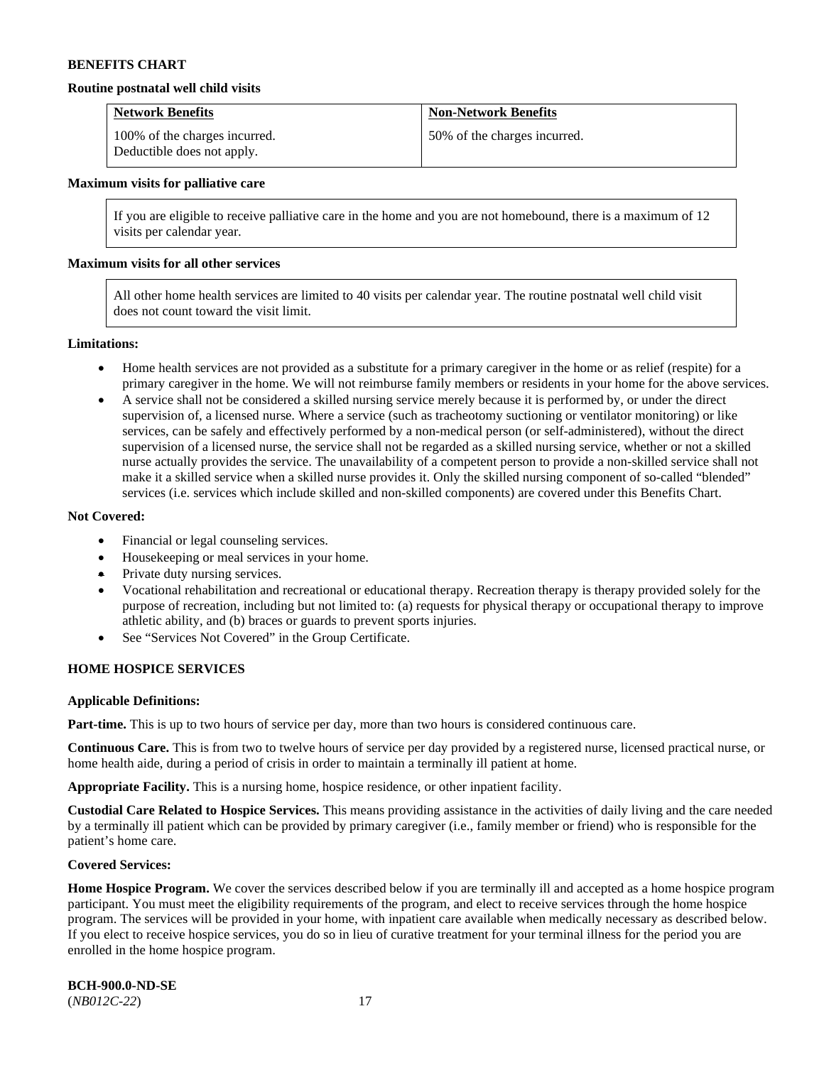**BENEFITS CHART**

**Routine postnatal well child visits**

| Network Benefits | Non-Network Benefits |
|---|---|
| 100% of the charges incurred. Deductible does not apply. | 50% of the charges incurred. |

**Maximum visits for palliative care**

| If you are eligible to receive palliative care in the home and you are not homebound, there is a maximum of 12 visits per calendar year. |
|---|

**Maximum visits for all other services**

| All other home health services are limited to 40 visits per calendar year. The routine postnatal well child visit does not count toward the visit limit. |
|---|

**Limitations:**

- Home health services are not provided as a substitute for a primary caregiver in the home or as relief (respite) for a primary caregiver in the home. We will not reimburse family members or residents in your home for the above services.
- A service shall not be considered a skilled nursing service merely because it is performed by, or under the direct supervision of, a licensed nurse. Where a service (such as tracheotomy suctioning or ventilator monitoring) or like services, can be safely and effectively performed by a non-medical person (or self-administered), without the direct supervision of a licensed nurse, the service shall not be regarded as a skilled nursing service, whether or not a skilled nurse actually provides the service. The unavailability of a competent person to provide a non-skilled service shall not make it a skilled service when a skilled nurse provides it. Only the skilled nursing component of so-called "blended" services (i.e. services which include skilled and non-skilled components) are covered under this Benefits Chart.

**Not Covered:**

- Financial or legal counseling services.
- Housekeeping or meal services in your home.
- Private duty nursing services.
- Vocational rehabilitation and recreational or educational therapy. Recreation therapy is therapy provided solely for the purpose of recreation, including but not limited to: (a) requests for physical therapy or occupational therapy to improve athletic ability, and (b) braces or guards to prevent sports injuries.
- See "Services Not Covered" in the Group Certificate.

**HOME HOSPICE SERVICES**

**Applicable Definitions:**

**Part-time.** This is up to two hours of service per day, more than two hours is considered continuous care.

**Continuous Care.** This is from two to twelve hours of service per day provided by a registered nurse, licensed practical nurse, or home health aide, during a period of crisis in order to maintain a terminally ill patient at home.

**Appropriate Facility.** This is a nursing home, hospice residence, or other inpatient facility.

**Custodial Care Related to Hospice Services.** This means providing assistance in the activities of daily living and the care needed by a terminally ill patient which can be provided by primary caregiver (i.e., family member or friend) who is responsible for the patient's home care.

**Covered Services:**

**Home Hospice Program.** We cover the services described below if you are terminally ill and accepted as a home hospice program participant. You must meet the eligibility requirements of the program, and elect to receive services through the home hospice program. The services will be provided in your home, with inpatient care available when medically necessary as described below. If you elect to receive hospice services, you do so in lieu of curative treatment for your terminal illness for the period you are enrolled in the home hospice program.

**BCH-900.0-ND-SE**
(*NB012C-22*)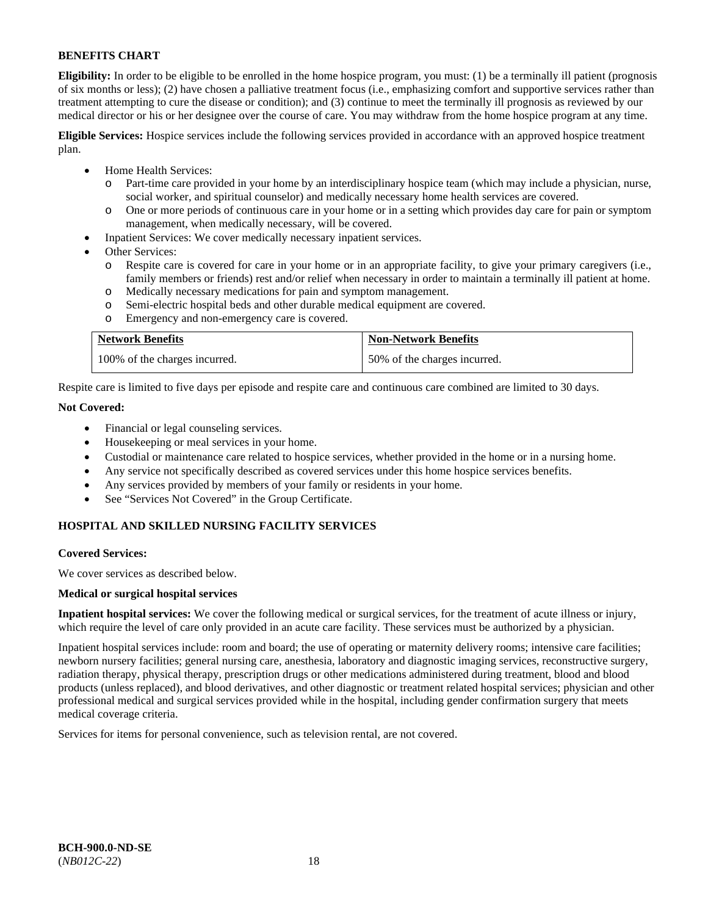**BENEFITS CHART**

**Eligibility:** In order to be eligible to be enrolled in the home hospice program, you must: (1) be a terminally ill patient (prognosis of six months or less); (2) have chosen a palliative treatment focus (i.e., emphasizing comfort and supportive services rather than treatment attempting to cure the disease or condition); and (3) continue to meet the terminally ill prognosis as reviewed by our medical director or his or her designee over the course of care. You may withdraw from the home hospice program at any time.

**Eligible Services:** Hospice services include the following services provided in accordance with an approved hospice treatment plan.

- Home Health Services:
  - Part-time care provided in your home by an interdisciplinary hospice team (which may include a physician, nurse, social worker, and spiritual counselor) and medically necessary home health services are covered.
  - One or more periods of continuous care in your home or in a setting which provides day care for pain or symptom management, when medically necessary, will be covered.
- Inpatient Services: We cover medically necessary inpatient services.
- Other Services:
  - Respite care is covered for care in your home or in an appropriate facility, to give your primary caregivers (i.e., family members or friends) rest and/or relief when necessary in order to maintain a terminally ill patient at home.
  - Medically necessary medications for pain and symptom management.
  - Semi-electric hospital beds and other durable medical equipment are covered.
  - Emergency and non-emergency care is covered.

| Network Benefits | Non-Network Benefits |
|---|---|
| 100% of the charges incurred. | 50% of the charges incurred. |

Respite care is limited to five days per episode and respite care and continuous care combined are limited to 30 days.

**Not Covered:**

- Financial or legal counseling services.
- Housekeeping or meal services in your home.
- Custodial or maintenance care related to hospice services, whether provided in the home or in a nursing home.
- Any service not specifically described as covered services under this home hospice services benefits.
- Any services provided by members of your family or residents in your home.
- See "Services Not Covered" in the Group Certificate.

**HOSPITAL AND SKILLED NURSING FACILITY SERVICES**

**Covered Services:**

We cover services as described below.

**Medical or surgical hospital services**

**Inpatient hospital services:** We cover the following medical or surgical services, for the treatment of acute illness or injury, which require the level of care only provided in an acute care facility. These services must be authorized by a physician.

Inpatient hospital services include: room and board; the use of operating or maternity delivery rooms; intensive care facilities; newborn nursery facilities; general nursing care, anesthesia, laboratory and diagnostic imaging services, reconstructive surgery, radiation therapy, physical therapy, prescription drugs or other medications administered during treatment, blood and blood products (unless replaced), and blood derivatives, and other diagnostic or treatment related hospital services; physician and other professional medical and surgical services provided while in the hospital, including gender confirmation surgery that meets medical coverage criteria.

Services for items for personal convenience, such as television rental, are not covered.

**BCH-900.0-ND-SE**
(*NB012C-22*)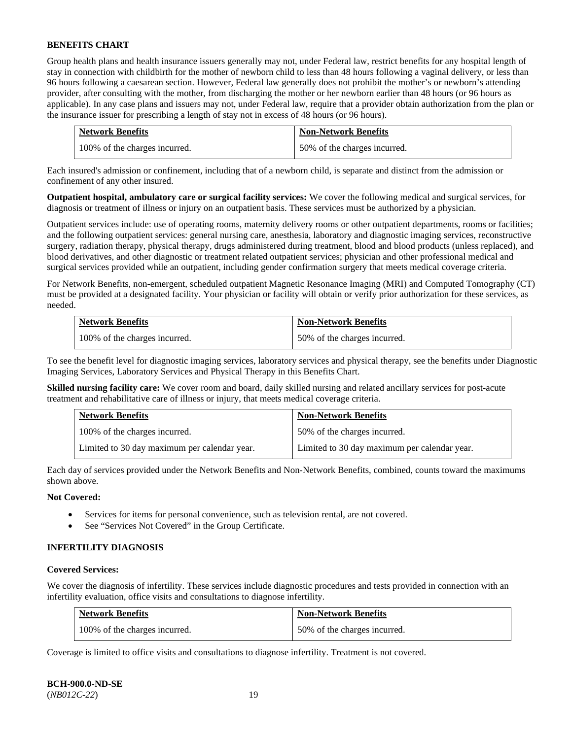**BENEFITS CHART**

Group health plans and health insurance issuers generally may not, under Federal law, restrict benefits for any hospital length of stay in connection with childbirth for the mother of newborn child to less than 48 hours following a vaginal delivery, or less than 96 hours following a caesarean section. However, Federal law generally does not prohibit the mother's or newborn's attending provider, after consulting with the mother, from discharging the mother or her newborn earlier than 48 hours (or 96 hours as applicable). In any case plans and issuers may not, under Federal law, require that a provider obtain authorization from the plan or the insurance issuer for prescribing a length of stay not in excess of 48 hours (or 96 hours).

| Network Benefits | Non-Network Benefits |
|---|---|
| 100% of the charges incurred. | 50% of the charges incurred. |

Each insured's admission or confinement, including that of a newborn child, is separate and distinct from the admission or confinement of any other insured.

**Outpatient hospital, ambulatory care or surgical facility services:** We cover the following medical and surgical services, for diagnosis or treatment of illness or injury on an outpatient basis. These services must be authorized by a physician.

Outpatient services include: use of operating rooms, maternity delivery rooms or other outpatient departments, rooms or facilities; and the following outpatient services: general nursing care, anesthesia, laboratory and diagnostic imaging services, reconstructive surgery, radiation therapy, physical therapy, drugs administered during treatment, blood and blood products (unless replaced), and blood derivatives, and other diagnostic or treatment related outpatient services; physician and other professional medical and surgical services provided while an outpatient, including gender confirmation surgery that meets medical coverage criteria.

For Network Benefits, non-emergent, scheduled outpatient Magnetic Resonance Imaging (MRI) and Computed Tomography (CT) must be provided at a designated facility. Your physician or facility will obtain or verify prior authorization for these services, as needed.

| Network Benefits | Non-Network Benefits |
|---|---|
| 100% of the charges incurred. | 50% of the charges incurred. |

To see the benefit level for diagnostic imaging services, laboratory services and physical therapy, see the benefits under Diagnostic Imaging Services, Laboratory Services and Physical Therapy in this Benefits Chart.

**Skilled nursing facility care:** We cover room and board, daily skilled nursing and related ancillary services for post-acute treatment and rehabilitative care of illness or injury, that meets medical coverage criteria.

| Network Benefits | Non-Network Benefits |
|---|---|
| 100% of the charges incurred. | 50% of the charges incurred. |
| Limited to 30 day maximum per calendar year. | Limited to 30 day maximum per calendar year. |

Each day of services provided under the Network Benefits and Non-Network Benefits, combined, counts toward the maximums shown above.

**Not Covered:**

- Services for items for personal convenience, such as television rental, are not covered.
- See "Services Not Covered" in the Group Certificate.

**INFERTILITY DIAGNOSIS**

**Covered Services:**

We cover the diagnosis of infertility. These services include diagnostic procedures and tests provided in connection with an infertility evaluation, office visits and consultations to diagnose infertility.

| Network Benefits | Non-Network Benefits |
|---|---|
| 100% of the charges incurred. | 50% of the charges incurred. |

Coverage is limited to office visits and consultations to diagnose infertility. Treatment is not covered.

**BCH-900.0-ND-SE**
(*NB012C-22*)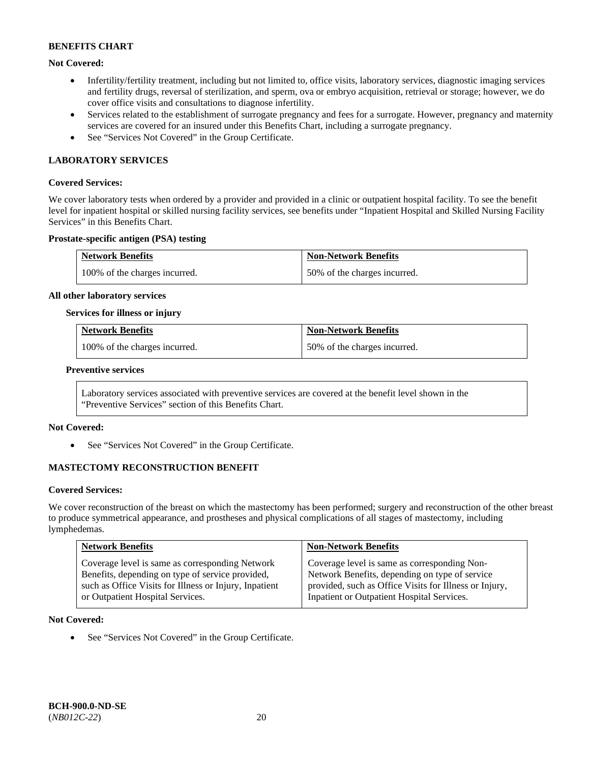**BENEFITS CHART**

**Not Covered:**

- Infertility/fertility treatment, including but not limited to, office visits, laboratory services, diagnostic imaging services and fertility drugs, reversal of sterilization, and sperm, ova or embryo acquisition, retrieval or storage; however, we do cover office visits and consultations to diagnose infertility.
- Services related to the establishment of surrogate pregnancy and fees for a surrogate. However, pregnancy and maternity services are covered for an insured under this Benefits Chart, including a surrogate pregnancy.
- See "Services Not Covered" in the Group Certificate.

## LABORATORY SERVICES

**Covered Services:**

We cover laboratory tests when ordered by a provider and provided in a clinic or outpatient hospital facility. To see the benefit level for inpatient hospital or skilled nursing facility services, see benefits under "Inpatient Hospital and Skilled Nursing Facility Services" in this Benefits Chart.

**Prostate-specific antigen (PSA) testing**

| Network Benefits | Non-Network Benefits |
|---|---|
| 100% of the charges incurred. | 50% of the charges incurred. |

**All other laboratory services**

**Services for illness or injury**

| Network Benefits | Non-Network Benefits |
|---|---|
| 100% of the charges incurred. | 50% of the charges incurred. |

**Preventive services**

Laboratory services associated with preventive services are covered at the benefit level shown in the "Preventive Services" section of this Benefits Chart.

**Not Covered:**

- See "Services Not Covered" in the Group Certificate.

## MASTECTOMY RECONSTRUCTION BENEFIT

**Covered Services:**

We cover reconstruction of the breast on which the mastectomy has been performed; surgery and reconstruction of the other breast to produce symmetrical appearance, and prostheses and physical complications of all stages of mastectomy, including lymphedemas.

| Network Benefits | Non-Network Benefits |
|---|---|
| Coverage level is same as corresponding Network Benefits, depending on type of service provided, such as Office Visits for Illness or Injury, Inpatient or Outpatient Hospital Services. | Coverage level is same as corresponding Non-Network Benefits, depending on type of service provided, such as Office Visits for Illness or Injury, Inpatient or Outpatient Hospital Services. |

**Not Covered:**

- See "Services Not Covered" in the Group Certificate.

**BCH-900.0-ND-SE**
(*NB012C-22*)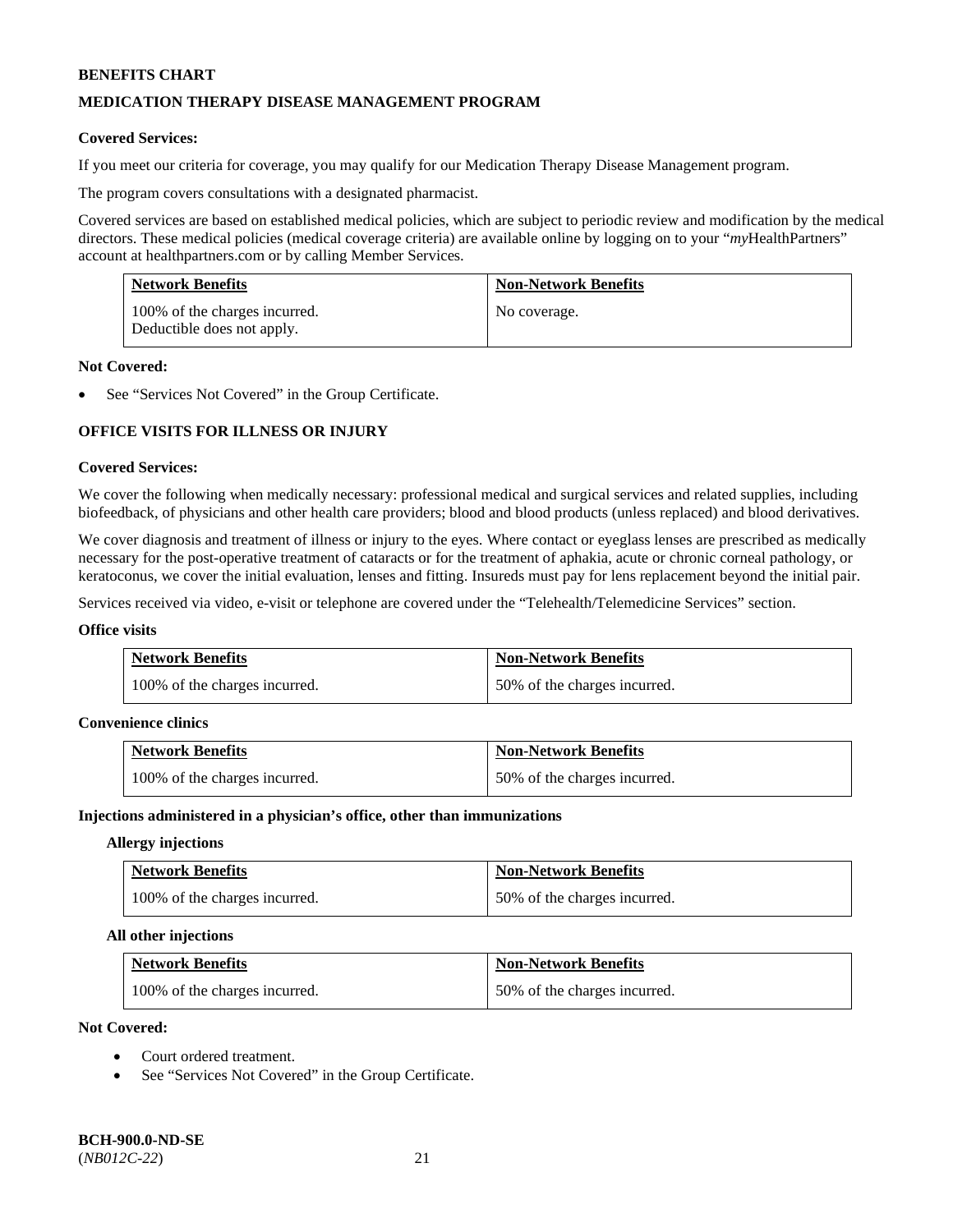**BENEFITS CHART**

**MEDICATION THERAPY DISEASE MANAGEMENT PROGRAM**

**Covered Services:**

If you meet our criteria for coverage, you may qualify for our Medication Therapy Disease Management program.

The program covers consultations with a designated pharmacist.

Covered services are based on established medical policies, which are subject to periodic review and modification by the medical directors. These medical policies (medical coverage criteria) are available online by logging on to your "*my*HealthPartners" account at healthpartners.com or by calling Member Services.

| Network Benefits | Non-Network Benefits |
| --- | --- |
| 100% of the charges incurred. Deductible does not apply. | No coverage. |

**Not Covered:**

- See "Services Not Covered" in the Group Certificate.

**OFFICE VISITS FOR ILLNESS OR INJURY**

**Covered Services:**

We cover the following when medically necessary: professional medical and surgical services and related supplies, including biofeedback, of physicians and other health care providers; blood and blood products (unless replaced) and blood derivatives.

We cover diagnosis and treatment of illness or injury to the eyes. Where contact or eyeglass lenses are prescribed as medically necessary for the post-operative treatment of cataracts or for the treatment of aphakia, acute or chronic corneal pathology, or keratoconus, we cover the initial evaluation, lenses and fitting. Insureds must pay for lens replacement beyond the initial pair.

Services received via video, e-visit or telephone are covered under the "Telehealth/Telemedicine Services" section.

**Office visits**

| Network Benefits | Non-Network Benefits |
| --- | --- |
| 100% of the charges incurred. | 50% of the charges incurred. |

**Convenience clinics**

| Network Benefits | Non-Network Benefits |
| --- | --- |
| 100% of the charges incurred. | 50% of the charges incurred. |

**Injections administered in a physician's office, other than immunizations**

**Allergy injections**

| Network Benefits | Non-Network Benefits |
| --- | --- |
| 100% of the charges incurred. | 50% of the charges incurred. |

**All other injections**

| Network Benefits | Non-Network Benefits |
| --- | --- |
| 100% of the charges incurred. | 50% of the charges incurred. |

**Not Covered:**

- Court ordered treatment.
- See "Services Not Covered" in the Group Certificate.

**BCH-900.0-ND-SE**
(*NB012C-22*)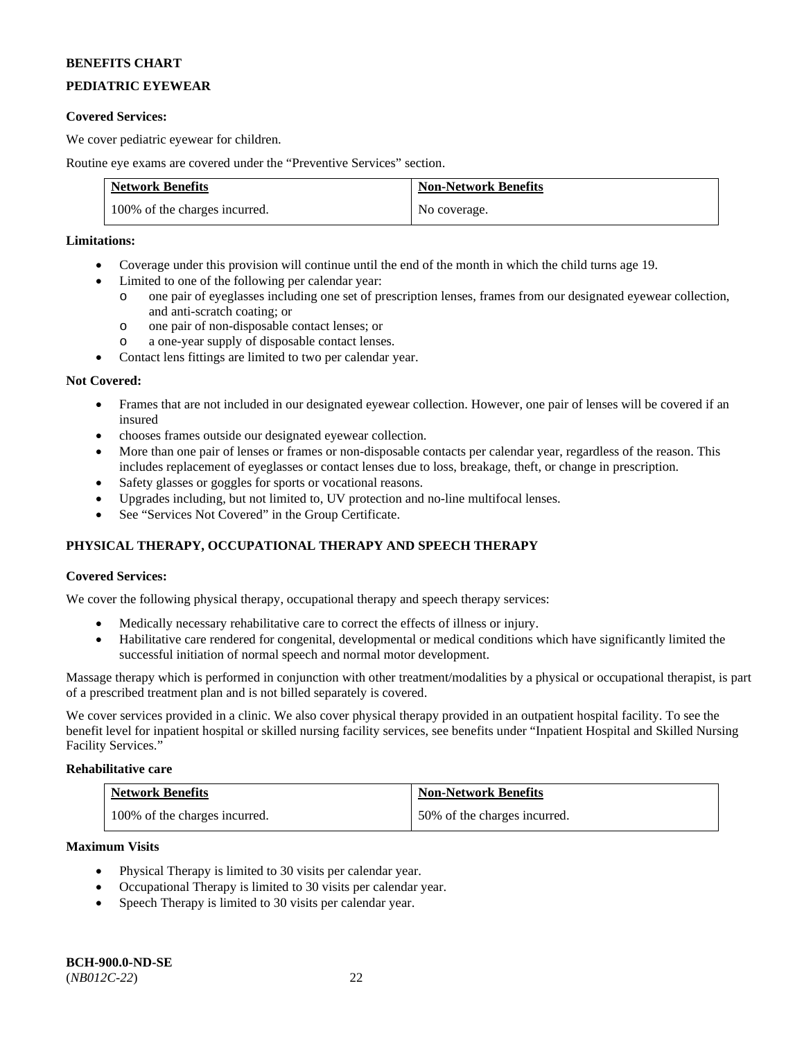**BENEFITS CHART**

**PEDIATRIC EYEWEAR**

**Covered Services:**

We cover pediatric eyewear for children.

Routine eye exams are covered under the "Preventive Services" section.

| Network Benefits | Non-Network Benefits |
|---|---|
| 100% of the charges incurred. | No coverage. |

**Limitations:**

- Coverage under this provision will continue until the end of the month in which the child turns age 19.
- Limited to one of the following per calendar year:
  - one pair of eyeglasses including one set of prescription lenses, frames from our designated eyewear collection, and anti-scratch coating; or
  - one pair of non-disposable contact lenses; or
  - a one-year supply of disposable contact lenses.
- Contact lens fittings are limited to two per calendar year.

**Not Covered:**

- Frames that are not included in our designated eyewear collection. However, one pair of lenses will be covered if an insured
- chooses frames outside our designated eyewear collection.
- More than one pair of lenses or frames or non-disposable contacts per calendar year, regardless of the reason. This includes replacement of eyeglasses or contact lenses due to loss, breakage, theft, or change in prescription.
- Safety glasses or goggles for sports or vocational reasons.
- Upgrades including, but not limited to, UV protection and no-line multifocal lenses.
- See "Services Not Covered" in the Group Certificate.

**PHYSICAL THERAPY, OCCUPATIONAL THERAPY AND SPEECH THERAPY**

**Covered Services:**

We cover the following physical therapy, occupational therapy and speech therapy services:

- Medically necessary rehabilitative care to correct the effects of illness or injury.
- Habilitative care rendered for congenital, developmental or medical conditions which have significantly limited the successful initiation of normal speech and normal motor development.

Massage therapy which is performed in conjunction with other treatment/modalities by a physical or occupational therapist, is part of a prescribed treatment plan and is not billed separately is covered.

We cover services provided in a clinic. We also cover physical therapy provided in an outpatient hospital facility. To see the benefit level for inpatient hospital or skilled nursing facility services, see benefits under "Inpatient Hospital and Skilled Nursing Facility Services."

**Rehabilitative care**

| Network Benefits | Non-Network Benefits |
|---|---|
| 100% of the charges incurred. | 50% of the charges incurred. |

**Maximum Visits**

- Physical Therapy is limited to 30 visits per calendar year.
- Occupational Therapy is limited to 30 visits per calendar year.
- Speech Therapy is limited to 30 visits per calendar year.

**BCH-900.0-ND-SE**
(*NB012C-22*)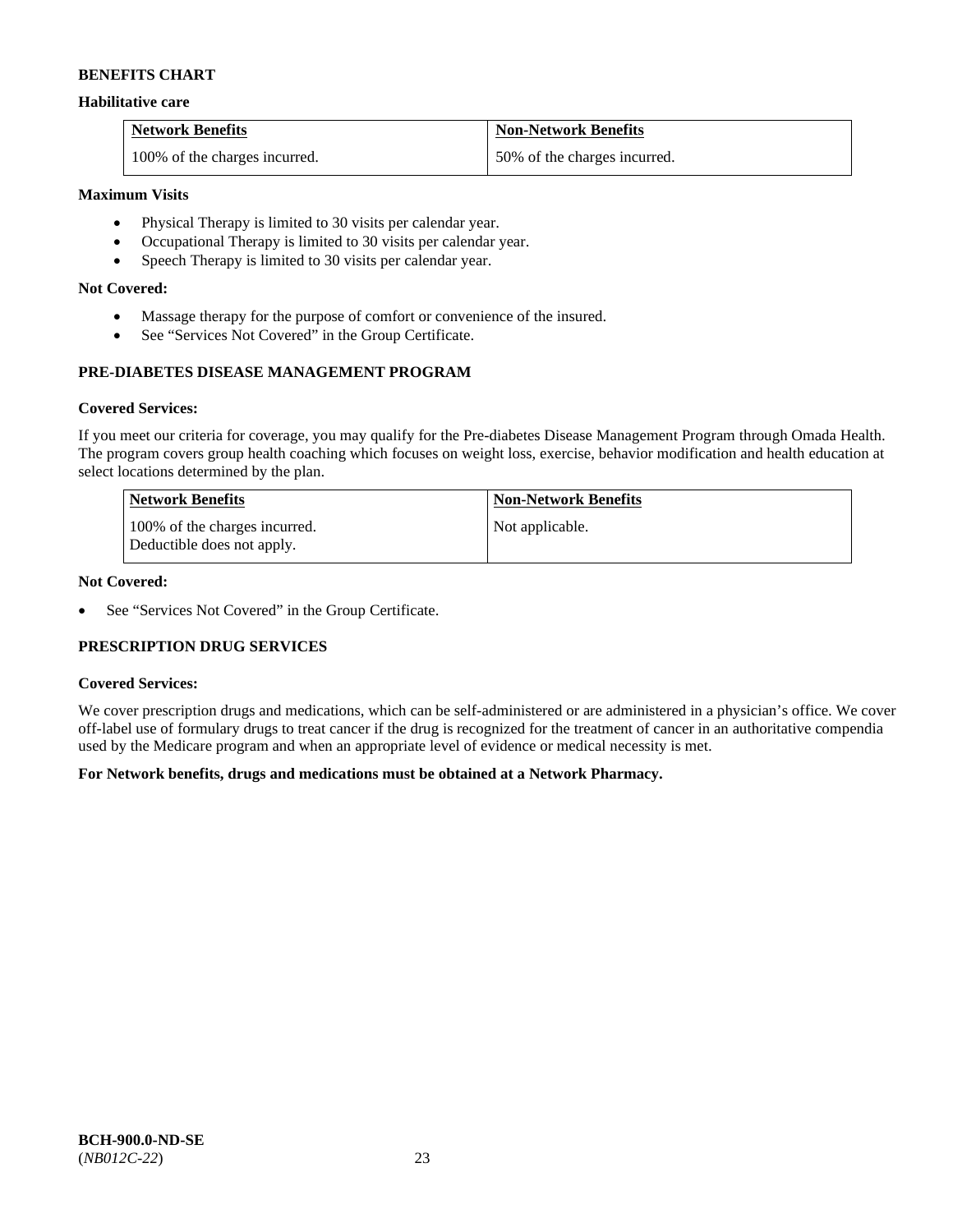**BENEFITS CHART**

**Habilitative care**

| Network Benefits | Non-Network Benefits |
|---|---|
| 100% of the charges incurred. | 50% of the charges incurred. |

**Maximum Visits**

- Physical Therapy is limited to 30 visits per calendar year.
- Occupational Therapy is limited to 30 visits per calendar year.
- Speech Therapy is limited to 30 visits per calendar year.

**Not Covered:**

- Massage therapy for the purpose of comfort or convenience of the insured.
- See "Services Not Covered" in the Group Certificate.

**PRE-DIABETES DISEASE MANAGEMENT PROGRAM**

**Covered Services:**

If you meet our criteria for coverage, you may qualify for the Pre-diabetes Disease Management Program through Omada Health. The program covers group health coaching which focuses on weight loss, exercise, behavior modification and health education at select locations determined by the plan.

| Network Benefits | Non-Network Benefits |
|---|---|
| 100% of the charges incurred. Deductible does not apply. | Not applicable. |

**Not Covered:**

- See "Services Not Covered" in the Group Certificate.

**PRESCRIPTION DRUG SERVICES**

**Covered Services:**

We cover prescription drugs and medications, which can be self-administered or are administered in a physician's office. We cover off-label use of formulary drugs to treat cancer if the drug is recognized for the treatment of cancer in an authoritative compendia used by the Medicare program and when an appropriate level of evidence or medical necessity is met.

**For Network benefits, drugs and medications must be obtained at a Network Pharmacy.**

**BCH-900.0-ND-SE**
(*NB012C-22*)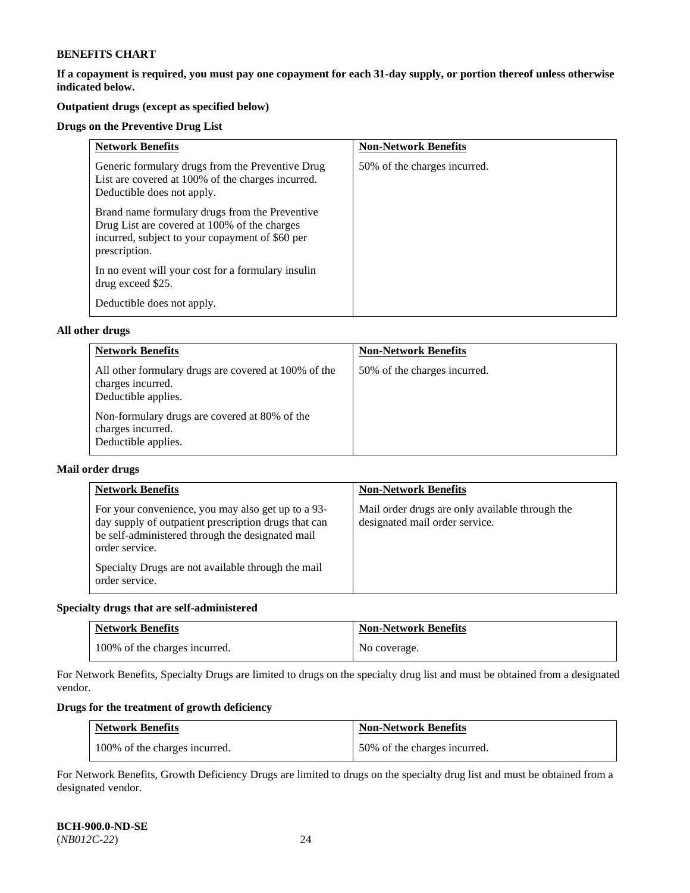**BENEFITS CHART**

**If a copayment is required, you must pay one copayment for each 31-day supply, or portion thereof unless otherwise indicated below.**

**Outpatient drugs (except as specified below)**

**Drugs on the Preventive Drug List**

| Network Benefits | Non-Network Benefits |
|---|---|
| Generic formulary drugs from the Preventive Drug List are covered at 100% of the charges incurred. Deductible does not apply.<br><br>Brand name formulary drugs from the Preventive Drug List are covered at 100% of the charges incurred, subject to your copayment of $60 per prescription.<br><br>In no event will your cost for a formulary insulin drug exceed $25.<br><br>Deductible does not apply. | 50% of the charges incurred. |

**All other drugs**

| Network Benefits | Non-Network Benefits |
|---|---|
| All other formulary drugs are covered at 100% of the charges incurred.<br>Deductible applies.<br><br>Non-formulary drugs are covered at 80% of the charges incurred.<br>Deductible applies. | 50% of the charges incurred. |

**Mail order drugs**

| Network Benefits | Non-Network Benefits |
|---|---|
| For your convenience, you may also get up to a 93-day supply of outpatient prescription drugs that can be self-administered through the designated mail order service.<br><br>Specialty Drugs are not available through the mail order service. | Mail order drugs are only available through the designated mail order service. |

**Specialty drugs that are self-administered**

| Network Benefits | Non-Network Benefits |
|---|---|
| 100% of the charges incurred. | No coverage. |

For Network Benefits, Specialty Drugs are limited to drugs on the specialty drug list and must be obtained from a designated vendor.

**Drugs for the treatment of growth deficiency**

| Network Benefits | Non-Network Benefits |
|---|---|
| 100% of the charges incurred. | 50% of the charges incurred. |

For Network Benefits, Growth Deficiency Drugs are limited to drugs on the specialty drug list and must be obtained from a designated vendor.

**BCH-900.0-ND-SE**
(*NB012C-22*)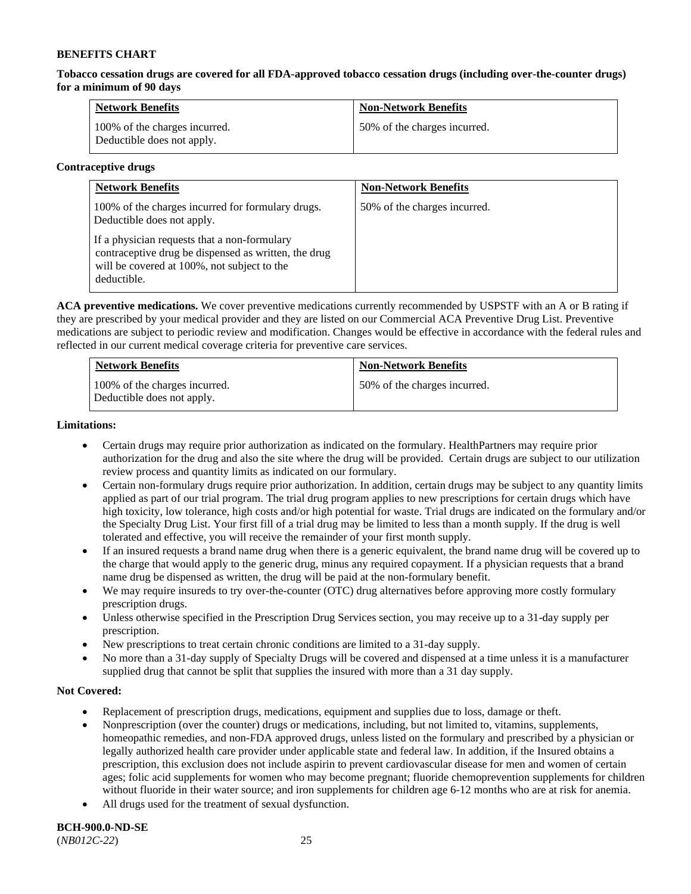**BENEFITS CHART**

**Tobacco cessation drugs are covered for all FDA-approved tobacco cessation drugs (including over-the-counter drugs) for a minimum of 90 days**

| Network Benefits | Non-Network Benefits |
|---|---|
| 100% of the charges incurred. Deductible does not apply. | 50% of the charges incurred. |

**Contraceptive drugs**

| Network Benefits | Non-Network Benefits |
|---|---|
| 100% of the charges incurred for formulary drugs. Deductible does not apply.<br><br>If a physician requests that a non-formulary contraceptive drug be dispensed as written, the drug will be covered at 100%, not subject to the deductible. | 50% of the charges incurred. |

**ACA preventive medications.** We cover preventive medications currently recommended by USPSTF with an A or B rating if they are prescribed by your medical provider and they are listed on our Commercial ACA Preventive Drug List. Preventive medications are subject to periodic review and modification. Changes would be effective in accordance with the federal rules and reflected in our current medical coverage criteria for preventive care services.

| Network Benefits | Non-Network Benefits |
|---|---|
| 100% of the charges incurred. Deductible does not apply. | 50% of the charges incurred. |

**Limitations:**

- Certain drugs may require prior authorization as indicated on the formulary. HealthPartners may require prior authorization for the drug and also the site where the drug will be provided. Certain drugs are subject to our utilization review process and quantity limits as indicated on our formulary.
- Certain non-formulary drugs require prior authorization. In addition, certain drugs may be subject to any quantity limits applied as part of our trial program. The trial drug program applies to new prescriptions for certain drugs which have high toxicity, low tolerance, high costs and/or high potential for waste. Trial drugs are indicated on the formulary and/or the Specialty Drug List. Your first fill of a trial drug may be limited to less than a month supply. If the drug is well tolerated and effective, you will receive the remainder of your first month supply.
- If an insured requests a brand name drug when there is a generic equivalent, the brand name drug will be covered up to the charge that would apply to the generic drug, minus any required copayment. If a physician requests that a brand name drug be dispensed as written, the drug will be paid at the non-formulary benefit.
- We may require insureds to try over-the-counter (OTC) drug alternatives before approving more costly formulary prescription drugs.
- Unless otherwise specified in the Prescription Drug Services section, you may receive up to a 31-day supply per prescription.
- New prescriptions to treat certain chronic conditions are limited to a 31-day supply.
- No more than a 31-day supply of Specialty Drugs will be covered and dispensed at a time unless it is a manufacturer supplied drug that cannot be split that supplies the insured with more than a 31 day supply.

**Not Covered:**

- Replacement of prescription drugs, medications, equipment and supplies due to loss, damage or theft.
- Nonprescription (over the counter) drugs or medications, including, but not limited to, vitamins, supplements, homeopathic remedies, and non-FDA approved drugs, unless listed on the formulary and prescribed by a physician or legally authorized health care provider under applicable state and federal law. In addition, if the Insured obtains a prescription, this exclusion does not include aspirin to prevent cardiovascular disease for men and women of certain ages; folic acid supplements for women who may become pregnant; fluoride chemoprevention supplements for children without fluoride in their water source; and iron supplements for children age 6-12 months who are at risk for anemia.
- All drugs used for the treatment of sexual dysfunction.

**BCH-900.0-ND-SE**
(*NB012C-22*)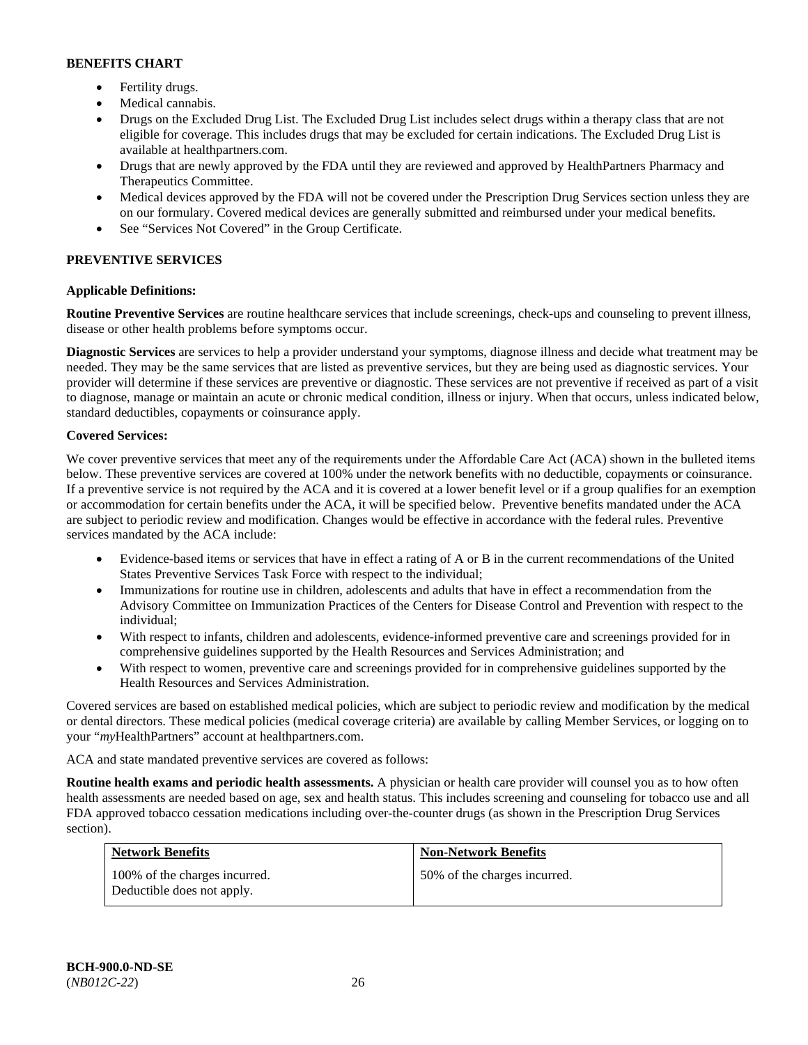**BENEFITS CHART**

- Fertility drugs.
- Medical cannabis.
- Drugs on the Excluded Drug List. The Excluded Drug List includes select drugs within a therapy class that are not eligible for coverage. This includes drugs that may be excluded for certain indications. The Excluded Drug List is available at healthpartners.com.
- Drugs that are newly approved by the FDA until they are reviewed and approved by HealthPartners Pharmacy and Therapeutics Committee.
- Medical devices approved by the FDA will not be covered under the Prescription Drug Services section unless they are on our formulary. Covered medical devices are generally submitted and reimbursed under your medical benefits.
- See "Services Not Covered" in the Group Certificate.

**PREVENTIVE SERVICES**

**Applicable Definitions:**

**Routine Preventive Services** are routine healthcare services that include screenings, check-ups and counseling to prevent illness, disease or other health problems before symptoms occur.

**Diagnostic Services** are services to help a provider understand your symptoms, diagnose illness and decide what treatment may be needed. They may be the same services that are listed as preventive services, but they are being used as diagnostic services. Your provider will determine if these services are preventive or diagnostic. These services are not preventive if received as part of a visit to diagnose, manage or maintain an acute or chronic medical condition, illness or injury. When that occurs, unless indicated below, standard deductibles, copayments or coinsurance apply.

**Covered Services:**

We cover preventive services that meet any of the requirements under the Affordable Care Act (ACA) shown in the bulleted items below. These preventive services are covered at 100% under the network benefits with no deductible, copayments or coinsurance. If a preventive service is not required by the ACA and it is covered at a lower benefit level or if a group qualifies for an exemption or accommodation for certain benefits under the ACA, it will be specified below. Preventive benefits mandated under the ACA are subject to periodic review and modification. Changes would be effective in accordance with the federal rules. Preventive services mandated by the ACA include:

- Evidence-based items or services that have in effect a rating of A or B in the current recommendations of the United States Preventive Services Task Force with respect to the individual;
- Immunizations for routine use in children, adolescents and adults that have in effect a recommendation from the Advisory Committee on Immunization Practices of the Centers for Disease Control and Prevention with respect to the individual;
- With respect to infants, children and adolescents, evidence-informed preventive care and screenings provided for in comprehensive guidelines supported by the Health Resources and Services Administration; and
- With respect to women, preventive care and screenings provided for in comprehensive guidelines supported by the Health Resources and Services Administration.

Covered services are based on established medical policies, which are subject to periodic review and modification by the medical or dental directors. These medical policies (medical coverage criteria) are available by calling Member Services, or logging on to your "*my*HealthPartners" account at healthpartners.com.

ACA and state mandated preventive services are covered as follows:

**Routine health exams and periodic health assessments.** A physician or health care provider will counsel you as to how often health assessments are needed based on age, sex and health status. This includes screening and counseling for tobacco use and all FDA approved tobacco cessation medications including over-the-counter drugs (as shown in the Prescription Drug Services section).

| Network Benefits | Non-Network Benefits |
|---|---|
| 100% of the charges incurred. Deductible does not apply. | 50% of the charges incurred. |

BCH-900.0-ND-SE
(*NB012C-22*)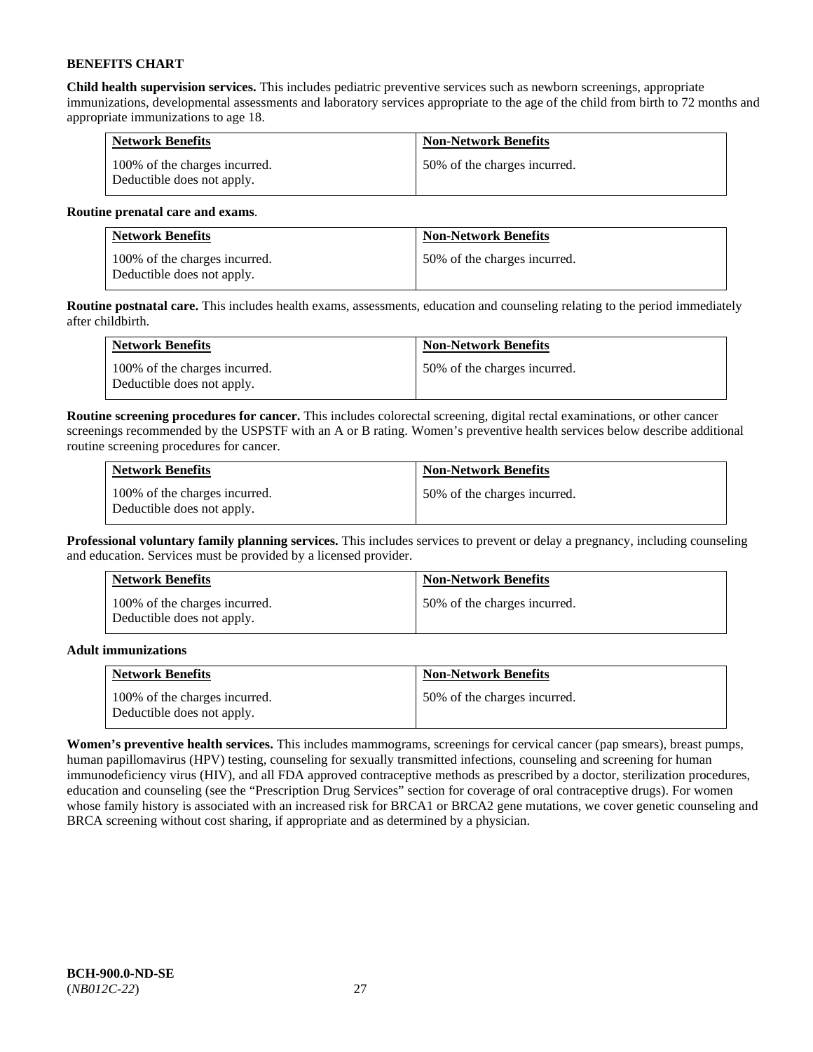**BENEFITS CHART**

**Child health supervision services.** This includes pediatric preventive services such as newborn screenings, appropriate immunizations, developmental assessments and laboratory services appropriate to the age of the child from birth to 72 months and appropriate immunizations to age 18.

| Network Benefits | Non-Network Benefits |
| --- | --- |
| 100% of the charges incurred. Deductible does not apply. | 50% of the charges incurred. |

**Routine prenatal care and exams**.

| Network Benefits | Non-Network Benefits |
| --- | --- |
| 100% of the charges incurred. Deductible does not apply. | 50% of the charges incurred. |

**Routine postnatal care.** This includes health exams, assessments, education and counseling relating to the period immediately after childbirth.

| Network Benefits | Non-Network Benefits |
| --- | --- |
| 100% of the charges incurred. Deductible does not apply. | 50% of the charges incurred. |

**Routine screening procedures for cancer.** This includes colorectal screening, digital rectal examinations, or other cancer screenings recommended by the USPSTF with an A or B rating. Women's preventive health services below describe additional routine screening procedures for cancer.

| Network Benefits | Non-Network Benefits |
| --- | --- |
| 100% of the charges incurred. Deductible does not apply. | 50% of the charges incurred. |

**Professional voluntary family planning services.** This includes services to prevent or delay a pregnancy, including counseling and education. Services must be provided by a licensed provider.

| Network Benefits | Non-Network Benefits |
| --- | --- |
| 100% of the charges incurred. Deductible does not apply. | 50% of the charges incurred. |

**Adult immunizations**

| Network Benefits | Non-Network Benefits |
| --- | --- |
| 100% of the charges incurred. Deductible does not apply. | 50% of the charges incurred. |

**Women's preventive health services.** This includes mammograms, screenings for cervical cancer (pap smears), breast pumps, human papillomavirus (HPV) testing, counseling for sexually transmitted infections, counseling and screening for human immunodeficiency virus (HIV), and all FDA approved contraceptive methods as prescribed by a doctor, sterilization procedures, education and counseling (see the "Prescription Drug Services" section for coverage of oral contraceptive drugs). For women whose family history is associated with an increased risk for BRCA1 or BRCA2 gene mutations, we cover genetic counseling and BRCA screening without cost sharing, if appropriate and as determined by a physician.

**BCH-900.0-ND-SE**
(*NB012C-22*)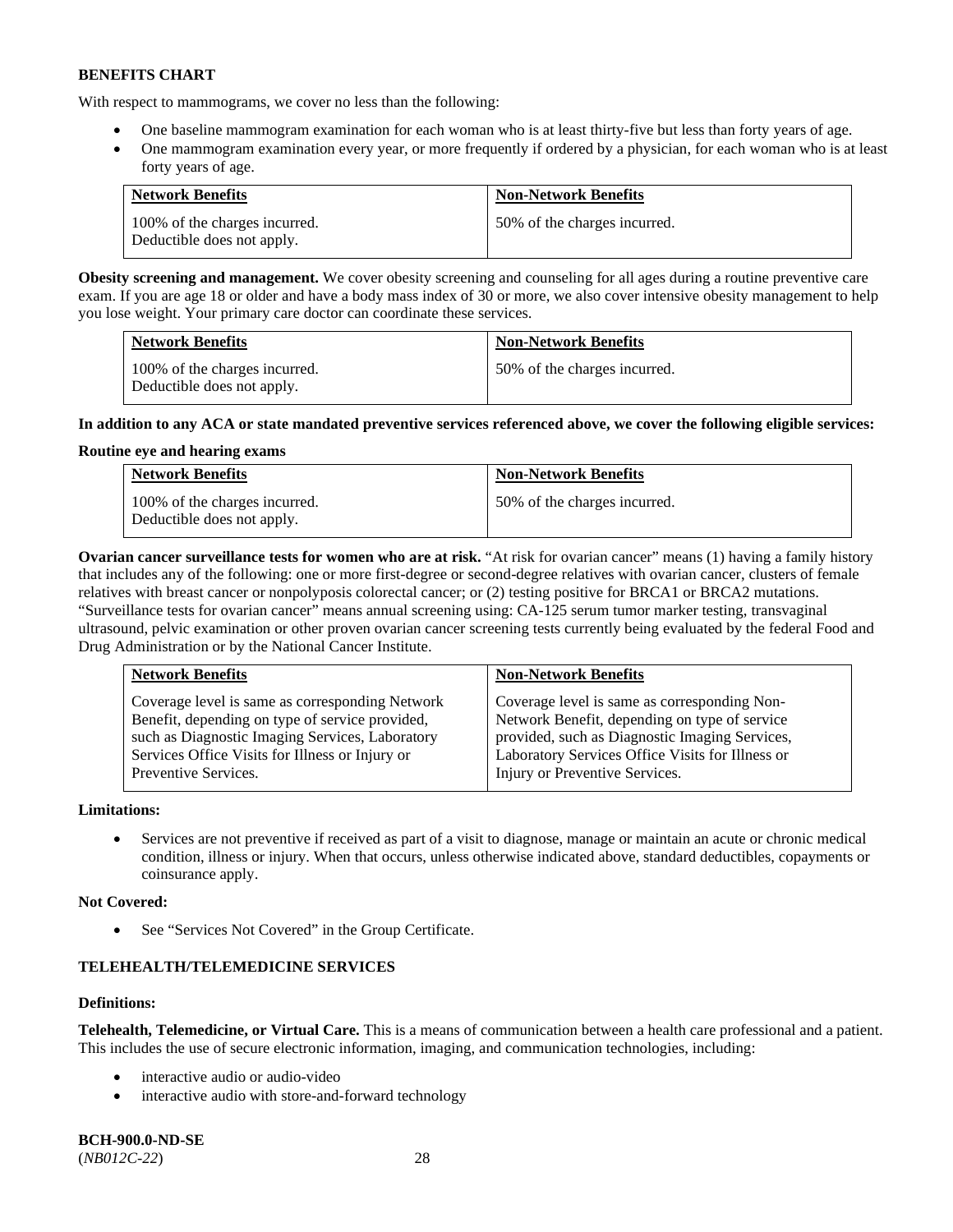**BENEFITS CHART**

With respect to mammograms, we cover no less than the following:

- One baseline mammogram examination for each woman who is at least thirty-five but less than forty years of age.
- One mammogram examination every year, or more frequently if ordered by a physician, for each woman who is at least forty years of age.

| Network Benefits | Non-Network Benefits |
|---|---|
| 100% of the charges incurred. Deductible does not apply. | 50% of the charges incurred. |

**Obesity screening and management.** We cover obesity screening and counseling for all ages during a routine preventive care exam. If you are age 18 or older and have a body mass index of 30 or more, we also cover intensive obesity management to help you lose weight. Your primary care doctor can coordinate these services.

| Network Benefits | Non-Network Benefits |
|---|---|
| 100% of the charges incurred. Deductible does not apply. | 50% of the charges incurred. |

**In addition to any ACA or state mandated preventive services referenced above, we cover the following eligible services:**

**Routine eye and hearing exams**

| Network Benefits | Non-Network Benefits |
|---|---|
| 100% of the charges incurred. Deductible does not apply. | 50% of the charges incurred. |

**Ovarian cancer surveillance tests for women who are at risk.** "At risk for ovarian cancer" means (1) having a family history that includes any of the following: one or more first-degree or second-degree relatives with ovarian cancer, clusters of female relatives with breast cancer or nonpolyposis colorectal cancer; or (2) testing positive for BRCA1 or BRCA2 mutations. "Surveillance tests for ovarian cancer" means annual screening using: CA-125 serum tumor marker testing, transvaginal ultrasound, pelvic examination or other proven ovarian cancer screening tests currently being evaluated by the federal Food and Drug Administration or by the National Cancer Institute.

| Network Benefits | Non-Network Benefits |
|---|---|
| Coverage level is same as corresponding Network Benefit, depending on type of service provided, such as Diagnostic Imaging Services, Laboratory Services Office Visits for Illness or Injury or Preventive Services. | Coverage level is same as corresponding Non-Network Benefit, depending on type of service provided, such as Diagnostic Imaging Services, Laboratory Services Office Visits for Illness or Injury or Preventive Services. |

**Limitations:**

- Services are not preventive if received as part of a visit to diagnose, manage or maintain an acute or chronic medical condition, illness or injury. When that occurs, unless otherwise indicated above, standard deductibles, copayments or coinsurance apply.

**Not Covered:**

- See "Services Not Covered" in the Group Certificate.

**TELEHEALTH/TELEMEDICINE SERVICES**

**Definitions:**

**Telehealth, Telemedicine, or Virtual Care.** This is a means of communication between a health care professional and a patient. This includes the use of secure electronic information, imaging, and communication technologies, including:

- interactive audio or audio-video
- interactive audio with store-and-forward technology

**BCH-900.0-ND-SE**
(*NB012C-22*)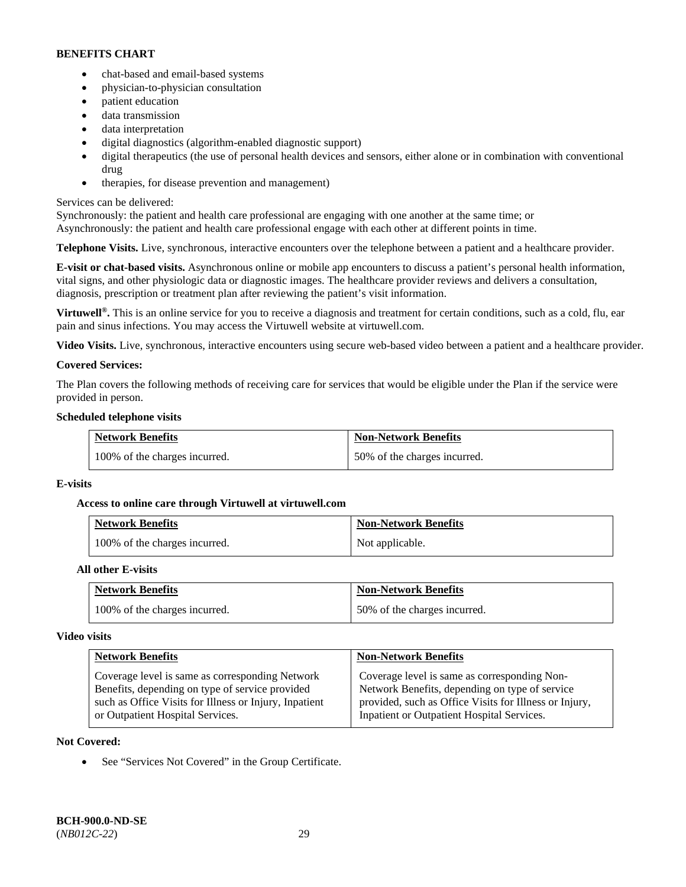**BENEFITS CHART**

- chat-based and email-based systems
- physician-to-physician consultation
- patient education
- data transmission
- data interpretation
- digital diagnostics (algorithm-enabled diagnostic support)
- digital therapeutics (the use of personal health devices and sensors, either alone or in combination with conventional drug
- therapies, for disease prevention and management)

Services can be delivered:
Synchronously: the patient and health care professional are engaging with one another at the same time; or
Asynchronously: the patient and health care professional engage with each other at different points in time.

**Telephone Visits.** Live, synchronous, interactive encounters over the telephone between a patient and a healthcare provider.

**E-visit or chat-based visits.** Asynchronous online or mobile app encounters to discuss a patient's personal health information, vital signs, and other physiologic data or diagnostic images. The healthcare provider reviews and delivers a consultation, diagnosis, prescription or treatment plan after reviewing the patient's visit information.

**Virtuwell®.** This is an online service for you to receive a diagnosis and treatment for certain conditions, such as a cold, flu, ear pain and sinus infections. You may access the Virtuwell website at virtuwell.com.

**Video Visits.** Live, synchronous, interactive encounters using secure web-based video between a patient and a healthcare provider.

**Covered Services:**

The Plan covers the following methods of receiving care for services that would be eligible under the Plan if the service were provided in person.

**Scheduled telephone visits**

| Network Benefits | Non-Network Benefits |
|---|---|
| 100% of the charges incurred. | 50% of the charges incurred. |

**E-visits**

**Access to online care through Virtuwell at virtuwell.com**

| Network Benefits | Non-Network Benefits |
|---|---|
| 100% of the charges incurred. | Not applicable. |

**All other E-visits**

| Network Benefits | Non-Network Benefits |
|---|---|
| 100% of the charges incurred. | 50% of the charges incurred. |

**Video visits**

| Network Benefits | Non-Network Benefits |
|---|---|
| Coverage level is same as corresponding Network Benefits, depending on type of service provided such as Office Visits for Illness or Injury, Inpatient or Outpatient Hospital Services. | Coverage level is same as corresponding Non-Network Benefits, depending on type of service provided, such as Office Visits for Illness or Injury, Inpatient or Outpatient Hospital Services. |

**Not Covered:**

- See "Services Not Covered" in the Group Certificate.

**BCH-900.0-ND-SE**
(*NB012C-22*)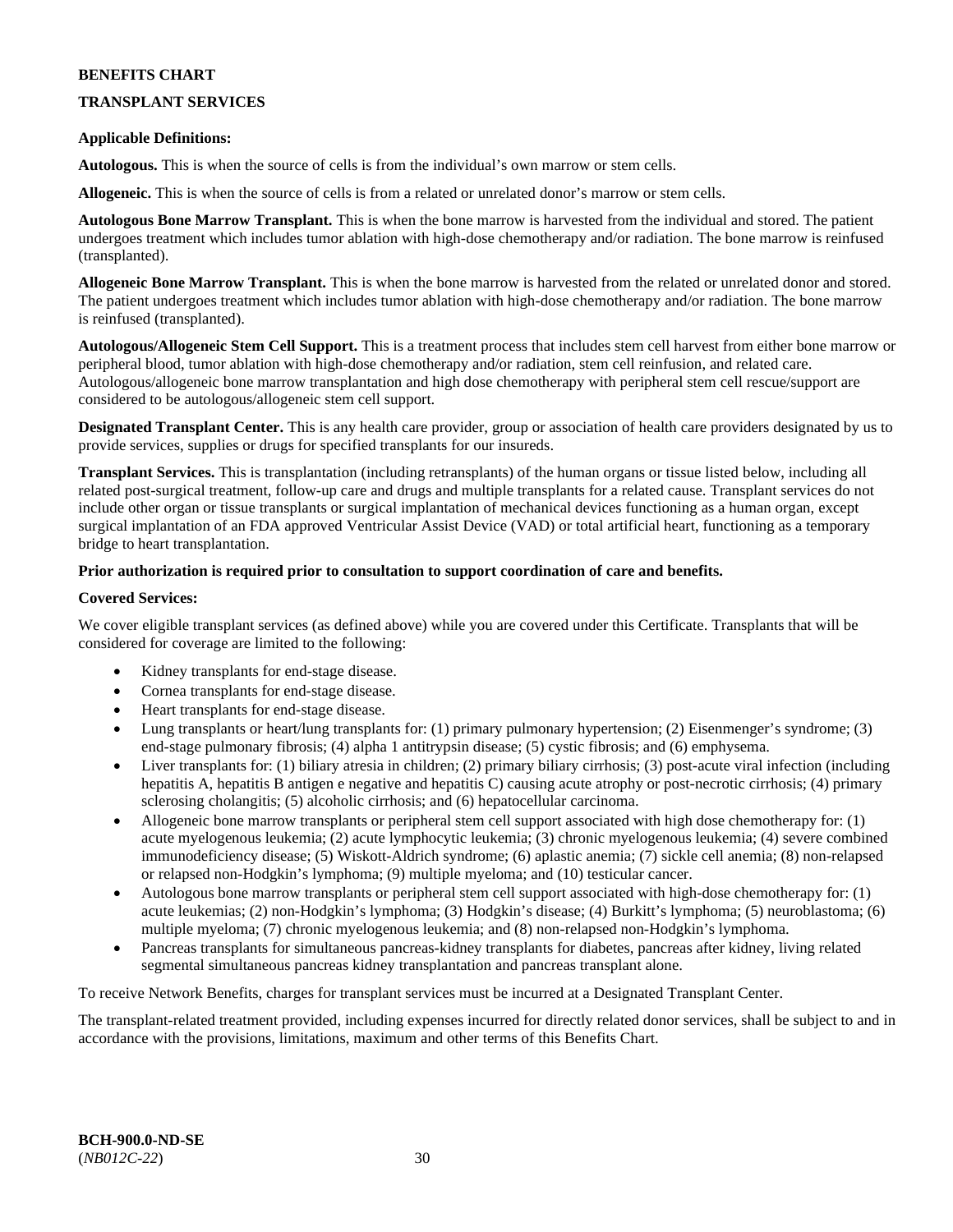**BENEFITS CHART**

**TRANSPLANT SERVICES**

**Applicable Definitions:**

**Autologous.** This is when the source of cells is from the individual's own marrow or stem cells.

**Allogeneic.** This is when the source of cells is from a related or unrelated donor's marrow or stem cells.

**Autologous Bone Marrow Transplant.** This is when the bone marrow is harvested from the individual and stored. The patient undergoes treatment which includes tumor ablation with high-dose chemotherapy and/or radiation. The bone marrow is reinfused (transplanted).

**Allogeneic Bone Marrow Transplant.** This is when the bone marrow is harvested from the related or unrelated donor and stored. The patient undergoes treatment which includes tumor ablation with high-dose chemotherapy and/or radiation. The bone marrow is reinfused (transplanted).

**Autologous/Allogeneic Stem Cell Support.** This is a treatment process that includes stem cell harvest from either bone marrow or peripheral blood, tumor ablation with high-dose chemotherapy and/or radiation, stem cell reinfusion, and related care. Autologous/allogeneic bone marrow transplantation and high dose chemotherapy with peripheral stem cell rescue/support are considered to be autologous/allogeneic stem cell support.

**Designated Transplant Center.** This is any health care provider, group or association of health care providers designated by us to provide services, supplies or drugs for specified transplants for our insureds.

**Transplant Services.** This is transplantation (including retransplants) of the human organs or tissue listed below, including all related post-surgical treatment, follow-up care and drugs and multiple transplants for a related cause. Transplant services do not include other organ or tissue transplants or surgical implantation of mechanical devices functioning as a human organ, except surgical implantation of an FDA approved Ventricular Assist Device (VAD) or total artificial heart, functioning as a temporary bridge to heart transplantation.

**Prior authorization is required prior to consultation to support coordination of care and benefits.**

**Covered Services:**

We cover eligible transplant services (as defined above) while you are covered under this Certificate. Transplants that will be considered for coverage are limited to the following:

- Kidney transplants for end-stage disease.
- Cornea transplants for end-stage disease.
- Heart transplants for end-stage disease.
- Lung transplants or heart/lung transplants for: (1) primary pulmonary hypertension; (2) Eisenmenger's syndrome; (3) end-stage pulmonary fibrosis; (4) alpha 1 antitrypsin disease; (5) cystic fibrosis; and (6) emphysema.
- Liver transplants for: (1) biliary atresia in children; (2) primary biliary cirrhosis; (3) post-acute viral infection (including hepatitis A, hepatitis B antigen e negative and hepatitis C) causing acute atrophy or post-necrotic cirrhosis; (4) primary sclerosing cholangitis; (5) alcoholic cirrhosis; and (6) hepatocellular carcinoma.
- Allogeneic bone marrow transplants or peripheral stem cell support associated with high dose chemotherapy for: (1) acute myelogenous leukemia; (2) acute lymphocytic leukemia; (3) chronic myelogenous leukemia; (4) severe combined immunodeficiency disease; (5) Wiskott-Aldrich syndrome; (6) aplastic anemia; (7) sickle cell anemia; (8) non-relapsed or relapsed non-Hodgkin's lymphoma; (9) multiple myeloma; and (10) testicular cancer.
- Autologous bone marrow transplants or peripheral stem cell support associated with high-dose chemotherapy for: (1) acute leukemias; (2) non-Hodgkin's lymphoma; (3) Hodgkin's disease; (4) Burkitt's lymphoma; (5) neuroblastoma; (6) multiple myeloma; (7) chronic myelogenous leukemia; and (8) non-relapsed non-Hodgkin's lymphoma.
- Pancreas transplants for simultaneous pancreas-kidney transplants for diabetes, pancreas after kidney, living related segmental simultaneous pancreas kidney transplantation and pancreas transplant alone.

To receive Network Benefits, charges for transplant services must be incurred at a Designated Transplant Center.

The transplant-related treatment provided, including expenses incurred for directly related donor services, shall be subject to and in accordance with the provisions, limitations, maximum and other terms of this Benefits Chart.

**BCH-900.0-ND-SE**
(*NB012C-22*)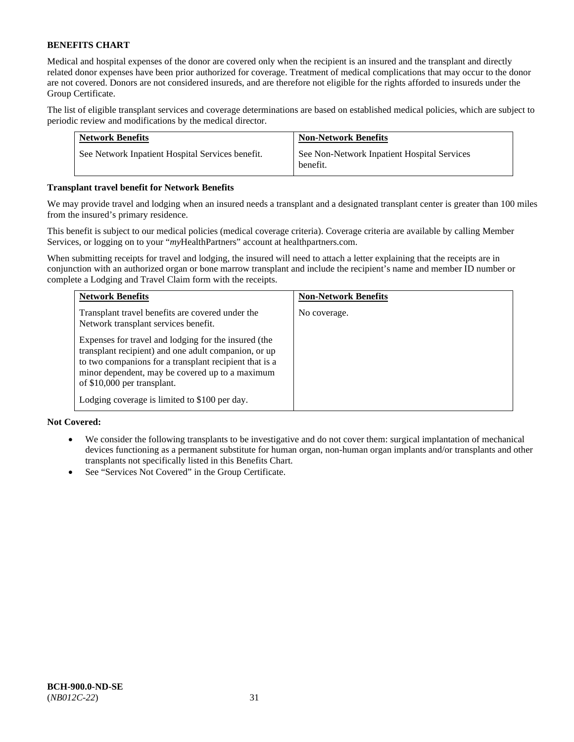**BENEFITS CHART**

Medical and hospital expenses of the donor are covered only when the recipient is an insured and the transplant and directly related donor expenses have been prior authorized for coverage. Treatment of medical complications that may occur to the donor are not covered. Donors are not considered insureds, and are therefore not eligible for the rights afforded to insureds under the Group Certificate.

The list of eligible transplant services and coverage determinations are based on established medical policies, which are subject to periodic review and modifications by the medical director.

| Network Benefits | Non-Network Benefits |
| --- | --- |
| See Network Inpatient Hospital Services benefit. | See Non-Network Inpatient Hospital Services benefit. |

**Transplant travel benefit for Network Benefits**

We may provide travel and lodging when an insured needs a transplant and a designated transplant center is greater than 100 miles from the insured's primary residence.

This benefit is subject to our medical policies (medical coverage criteria). Coverage criteria are available by calling Member Services, or logging on to your "*my*HealthPartners" account at healthpartners.com.

When submitting receipts for travel and lodging, the insured will need to attach a letter explaining that the receipts are in conjunction with an authorized organ or bone marrow transplant and include the recipient's name and member ID number or complete a Lodging and Travel Claim form with the receipts.

| Network Benefits | Non-Network Benefits |
| --- | --- |
| Transplant travel benefits are covered under the Network transplant services benefit.<br><br>Expenses for travel and lodging for the insured (the transplant recipient) and one adult companion, or up to two companions for a transplant recipient that is a minor dependent, may be covered up to a maximum of $10,000 per transplant.<br><br>Lodging coverage is limited to $100 per day. | No coverage. |

**Not Covered:**

- We consider the following transplants to be investigative and do not cover them: surgical implantation of mechanical devices functioning as a permanent substitute for human organ, non-human organ implants and/or transplants and other transplants not specifically listed in this Benefits Chart.
- See "Services Not Covered" in the Group Certificate.

**BCH-900.0-ND-SE**
(*NB012C-22*)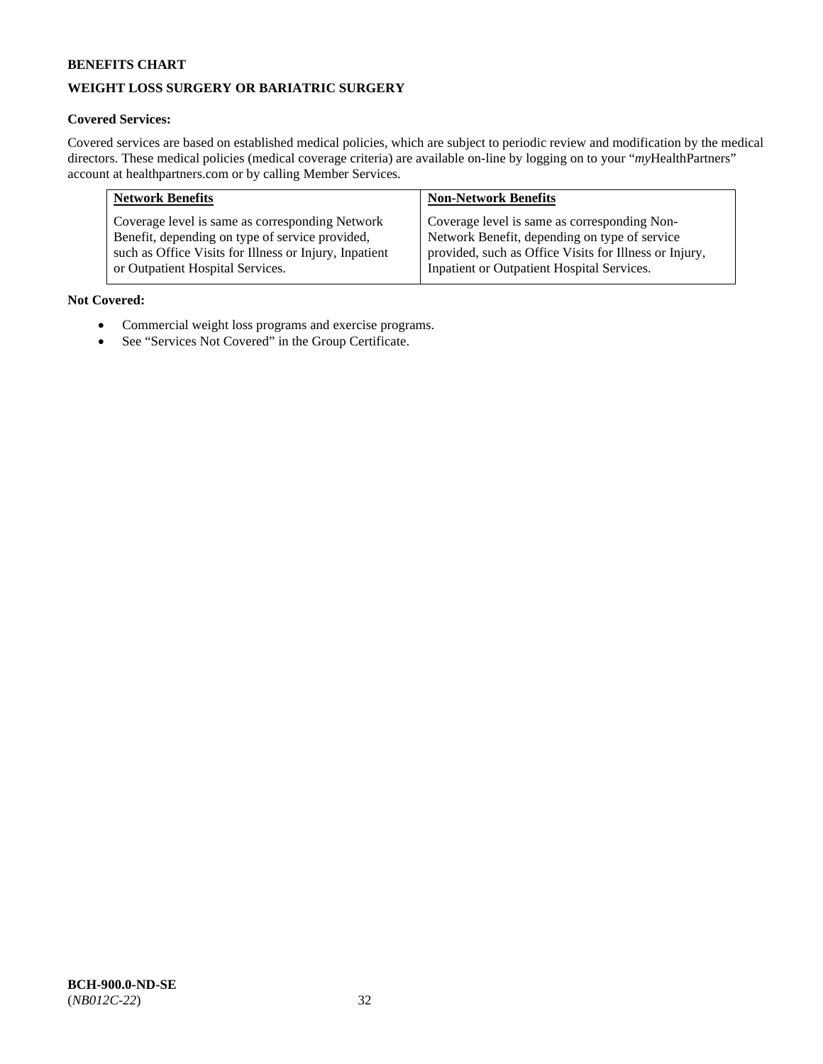**BENEFITS CHART**

**WEIGHT LOSS SURGERY OR BARIATRIC SURGERY**

**Covered Services:**

Covered services are based on established medical policies, which are subject to periodic review and modification by the medical directors. These medical policies (medical coverage criteria) are available on-line by logging on to your "*my*HealthPartners" account at healthpartners.com or by calling Member Services.

| Network Benefits | Non-Network Benefits |
|---|---|
| Coverage level is same as corresponding Network Benefit, depending on type of service provided, such as Office Visits for Illness or Injury, Inpatient or Outpatient Hospital Services. | Coverage level is same as corresponding Non-Network Benefit, depending on type of service provided, such as Office Visits for Illness or Injury, Inpatient or Outpatient Hospital Services. |

**Not Covered:**

- Commercial weight loss programs and exercise programs.
- See "Services Not Covered" in the Group Certificate.

**BCH-900.0-ND-SE**
(*NB012C-22*)